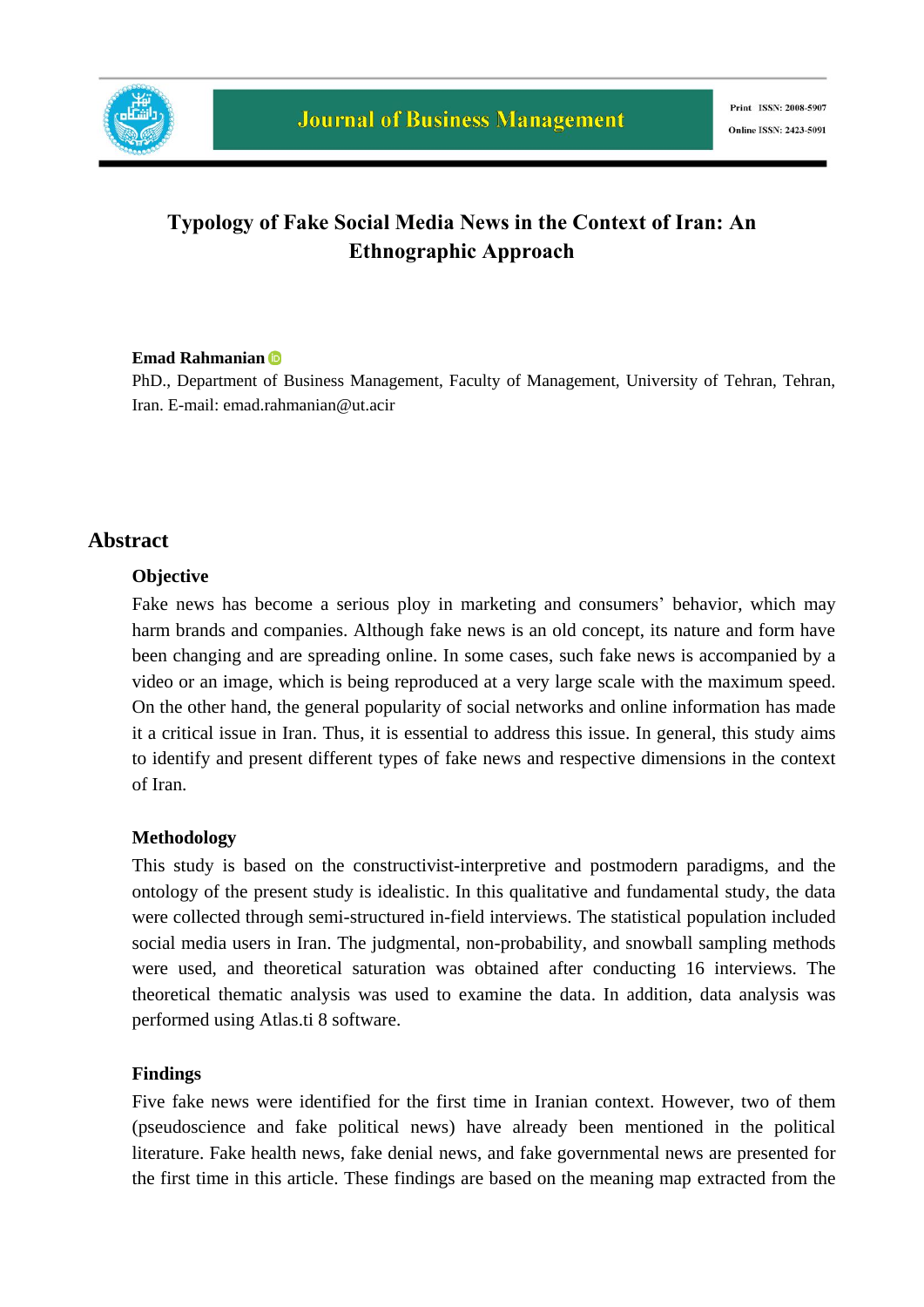# Typology of Fake Social Media News in the Context of Iran: An Ethnographic Approach

**Emad Rahmanian**

PhD., Department of Business Management, Faculty of Management, University of Tehran, Tehran, Iran. E-mail: emad.rahmanian@ut.acir

## Abstract

### Objective

Fake news has become a serious ploy in marketing and consumers' behavior, which may harm brands and companies. Although fake news is an old concept, its nature and form have been changing and are spreading online. In some cases, such fake news is accompanied by a video or an image, which is being reproduced at a very large scale with the maximum speed. On the other hand, the general popularity of social networks and online information has made it a critical issue in Iran. Thus, it is essential to address this issue. In general, this study aims to identify and present different types of fake news and respective dimensions in the context of Iran.

### Methodology

This study is based on the constructivist-interpretive and postmodern paradigms, and the ontology of the present study is idealistic. In this qualitative and fundamental study, the data were collected through semi-structured in-field interviews. The statistical population included social media users in Iran. The judgmental, non-probability, and snowball sampling methods were used, and theoretical saturation was obtained after conducting 16 interviews. The theoretical thematic analysis was used to examine the data. In addition, data analysis was performed using Atlas.ti 8 software.

### Findings

Five fake news were identified for the first time in Iranian context. However, two of them (pseudoscience and fake political news) have already been mentioned in the political literature. Fake health news, fake denial news, and fake governmental news are presented for the first time in this article. These findings are based on the meaning map extracted from the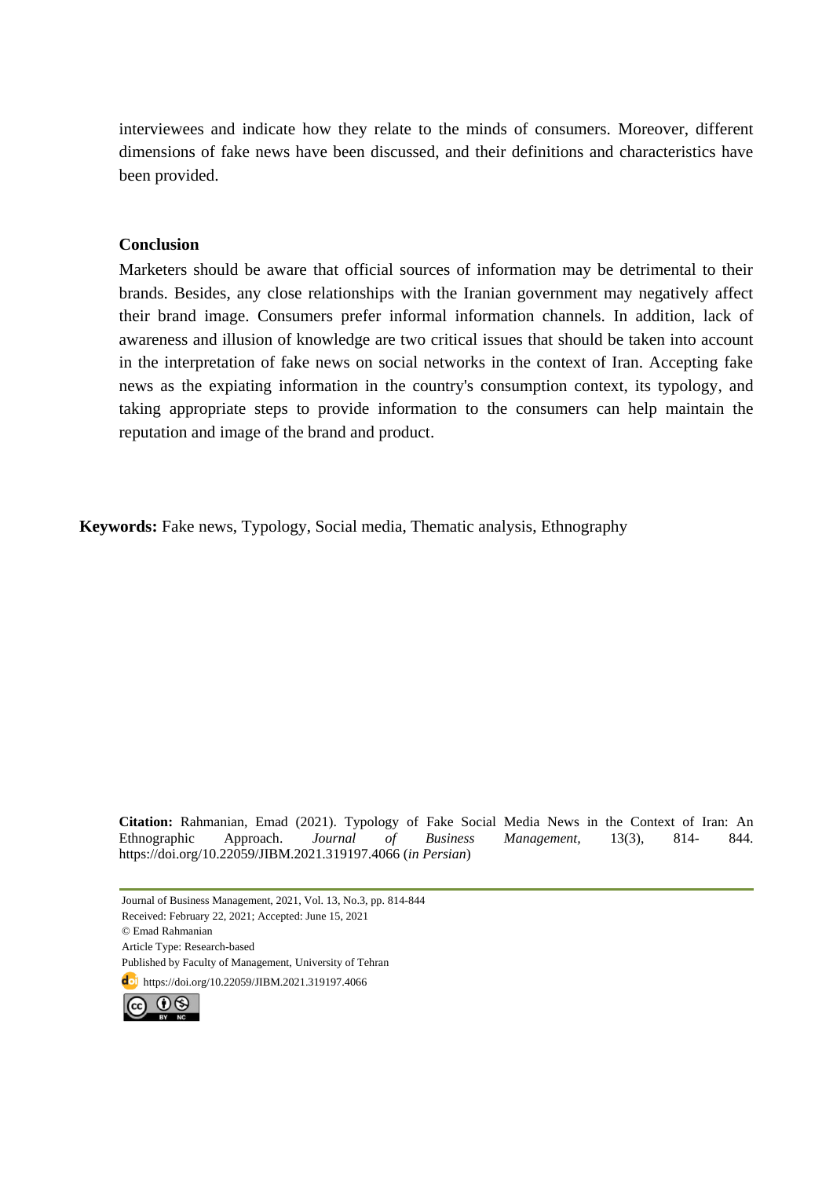interviewees and indicate how they relate to the minds of consumers. Moreover, different dimensions of fake news have been discussed, and their definitions and characteristics have been provided.

**Conclusion**

Marketers should be aware that official sources of information may be detrimental to their brands. Besides, any close relationships with the Iranian government may negatively affect their brand image. Consumers prefer informal information channels. In addition, lack of awareness and illusion of knowledge are two critical issues that should be taken into account in the interpretation of fake news on social networks in the context of Iran. Accepting fake news as the expiating information in the country's consumption context, its typology, and taking appropriate steps to provide information to the consumers can help maintain the reputation and image of the brand and product.

**Keywords:** Fake news, Typology, Social media, Thematic analysis, Ethnography

**Citation:** Rahmanian, Emad (2021). Typology of Fake Social Media News in the Context of Iran: An Ethnographic Approach. *Journal of Business Management,* 13(3), 814- 844. https://doi.org/10.22059/JIBM.2021.319197.4066 (*in Persian*)

Journal of Business Management, 2021, Vol. 13, No.3, pp. 814-844
Received: February 22, 2021; Accepted: June 15, 2021
© Emad Rahmanian
Article Type: Research-based
Published by Faculty of Management, University of Tehran
https://doi.org/10.22059/JIBM.2021.319197.4066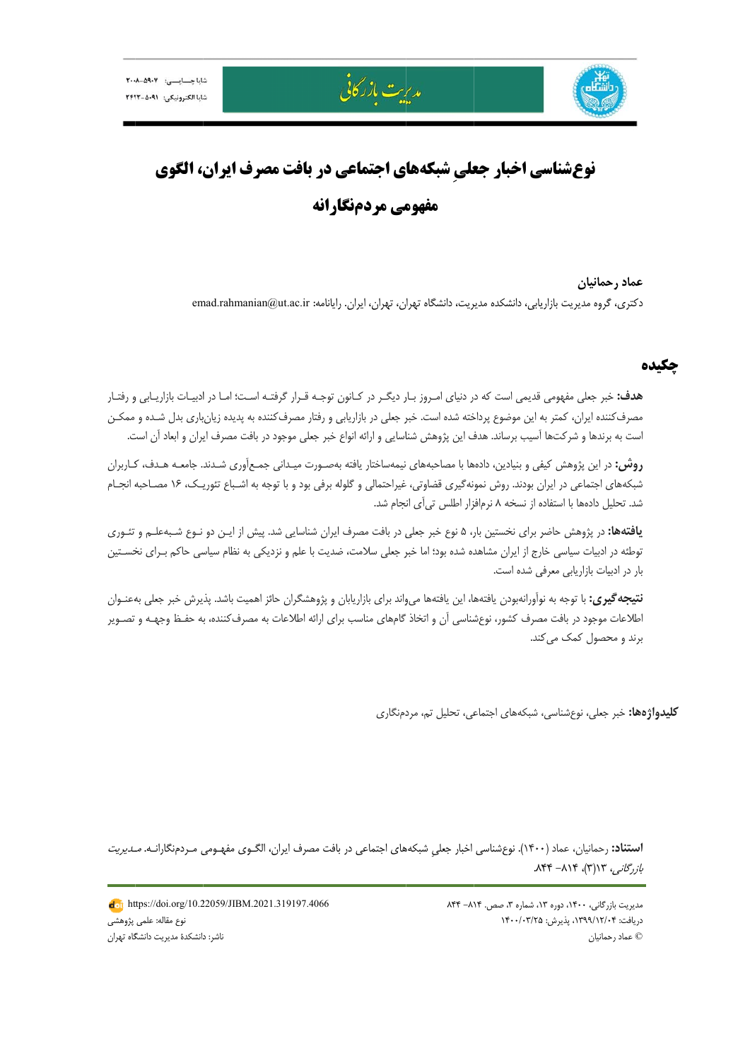# نوع‌شناسی اخبار جعلیِ شبکه‌های اجتماعی در بافت مصرف ایران، الگوی مفهومی مردم‌نگارانه

**عماد رحمانیان**

دکتری، گروه مدیریت بازاریابی، دانشکده مدیریت، دانشگاه تهران، تهران، ایران. رایانامه: emad.rahmanian@ut.ac.ir

## چکیده

**هدف:** خبر جعلی مفهومی قدیمی است که در دنیای امروز بار دیگر در کانون توجه قرار گرفته است؛ اما در ادبیات بازاریابی و رفتار مصرف‌کننده ایران، کمتر به این موضوع پرداخته شده است. خبر جعلی در بازاریابی و رفتار مصرف‌کننده به پدیده زیان‌باری بدل شده و ممکن است به برندها و شرکت‌ها آسیب برساند. هدف این پژوهش شناسایی و ارائه انواع خبر جعلی موجود در بافت مصرف ایران و ابعاد آن است.

**روش:** در این پژوهش کیفی و بنیادین، داده‌ها با مصاحبه‌های نیمه‌ساختار یافته به‌صورت میدانی جمع‌آوری شدند. جامعه هدف، کاربران شبکه‌های اجتماعی در ایران بودند. روش نمونه‌گیری قضاوتی، غیراحتمالی و گلوله برفی بود و با توجه به اشباع تئوریک، ۱۶ مصاحبه انجام شد. تحلیل داده‌ها با استفاده از نسخه ۸ نرم‌افزار اطلس تی‌آی انجام شد.

**یافته‌ها:** در پژوهش حاضر برای نخستین بار، ۵ نوع خبر جعلی در بافت مصرف ایران شناسایی شد. پیش از این دو نوع شبه‌علم و تئوری توطئه در ادبیات سیاسی خارج از ایران مشاهده شده بود؛ اما خبر جعلی سلامت، ضدیت با علم و نزدیکی به نظام سیاسی حاکم برای نخستین بار در ادبیات بازاریابی معرفی شده است.

**نتیجه‌گیری:** با توجه به نوآورانه‌بودن یافته‌ها، این یافته‌ها می‌تواند برای بازاریابان و پژوهشگران حائز اهمیت باشد. پذیرش خبر جعلی به‌عنوان اطلاعات موجود در بافت مصرف کشور، نوع‌شناسی آن و اتخاذ گام‌های مناسب برای ارائه اطلاعات به مصرف‌کننده، به حفظ وجهه و تصویر برند و محصول کمک می‌کند.

**کلیدواژه‌ها:** خبر جعلی، نوع‌شناسی، شبکه‌های اجتماعی، تحلیل تم، مردم‌نگاری

**استناد:** رحمانیان، عماد (۱۴۰۰). نوع‌شناسی اخبار جعلیِ شبکه‌های اجتماعی در بافت مصرف ایران، الگوی مفهومی مردم‌نگارانه. *مدیریت بازرگانی*، ۱۳(۳)، ۸۱۴- ۸۴۴.

https://doi.org/10.22059/JIBM.2021.319197.4066

نوع مقاله: علمی پژوهشی

ناشر: دانشکدهٔ مدیریت دانشگاه تهران

دریافت: ۱۳۹۹/۱۲/۰۴، پذیرش: ۱۴۰۰/۰۳/۲۵

© عماد رحمانیان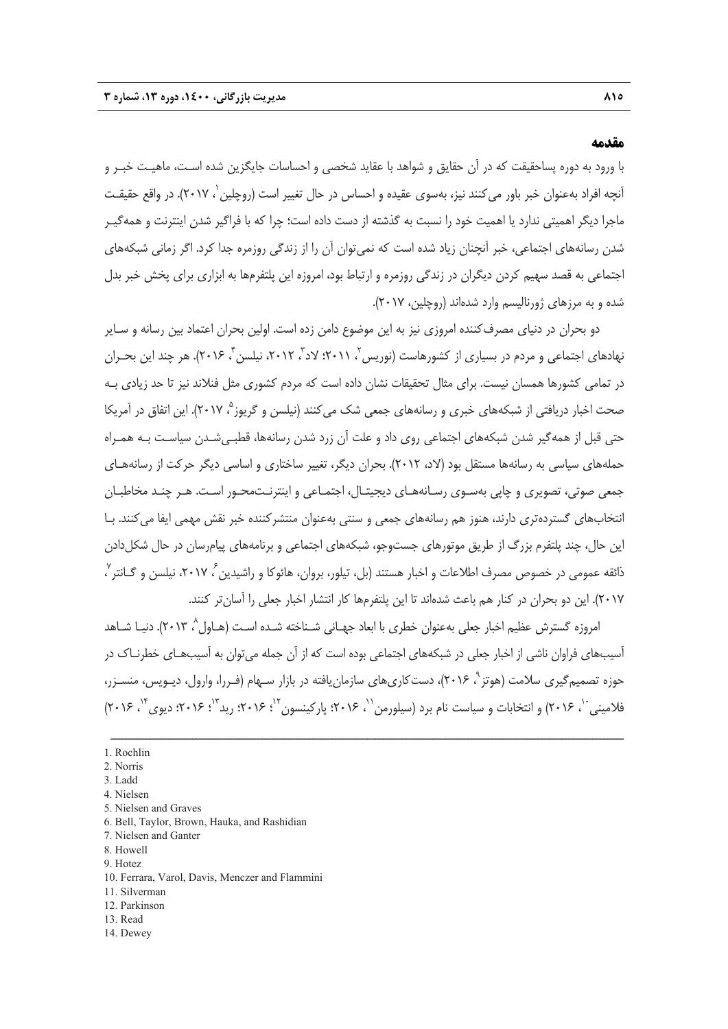## مقدمه

با ورود به دوره پساحقیقت که در آن حقایق و شواهد با عقاید شخصی و احساسات جایگزین شده است، ماهیت خبر و آنچه افراد به‌عنوان خبر باور می‌کنند نیز، به‌سوی عقیده و احساس در حال تغییر است (روچلین[1]، ۲۰۱۷). در واقع حقیقت ماجرا دیگر اهمیتی ندارد یا اهمیت خود را نسبت به گذشته از دست داده است؛ چرا که با فراگیر شدن اینترنت و همه‌گیر شدن رسانه‌های اجتماعی، خبر آنچنان زیاد شده است که نمی‌توان آن را از زندگی روزمره جدا کرد. اگر زمانی شبکه‌های اجتماعی به قصد سهیم کردن دیگران در زندگی روزمره و ارتباط بود، امروزه این پلتفرم‌ها به ابزاری برای پخش خبر بدل شده و به مرزهای ژورنالیسم وارد شده‌اند (روچلین، ۲۰۱۷).

دو بحران در دنیای مصرف‌کننده امروزی نیز به این موضوع دامن زده است. اولین بحران اعتماد بین رسانه و سایر نهادهای اجتماعی و مردم در بسیاری از کشورهاست (نوریس[2]، ۲۰۱۱؛ لاد[3]، ۲۰۱۲، نیلسن[4]، ۲۰۱۶). هر چند این بحران در تمامی کشورها همسان نیست. برای مثال تحقیقات نشان داده است که مردم کشوری مثل فنلاند نیز تا حد زیادی به صحت اخبار دریافتی از شبکه‌های خبری و رسانه‌های جمعی شک می‌کنند (نیلسن و گریوز[5]، ۲۰۱۷). این اتفاق در آمریکا حتی قبل از همه‌گیر شدن شبکه‌های اجتماعی روی داد و علت آن زرد شدن رسانه‌ها، قطبی‌شدن سیاست به همراه حمله‌های سیاسی به رسانه‌ها مستقل بود (لاد، ۲۰۱۲). بحران دیگر، تغییر ساختاری و اساسی دیگر حرکت از رسانه‌های جمعی صوتی، تصویری و چاپی به‌سوی رسانه‌های دیجیتال، اجتماعی و اینترنت‌محور است. هر چند مخاطبان انتخاب‌های گسترده‌تری دارند، هنوز هم رسانه‌های جمعی و سنتی به‌عنوان منتشرکننده خبر نقش مهمی ایفا می‌کنند. با این حال، چند پلتفرم بزرگ از طریق موتورهای جست‌وجو، شبکه‌های اجتماعی و برنامه‌های پیام‌رسان در حال شکل‌دادن ذائقه عمومی در خصوص مصرف اطلاعات و اخبار هستند (بل، تیلور، بروان، هائوکا و راشیدین[6]، ۲۰۱۷، نیلسن و گانتر[7]، ۲۰۱۷). این دو بحران در کنار هم باعث شده‌اند تا این پلتفرم‌ها کار انتشار اخبار جعلی را آسان‌تر کنند.

امروزه گسترش عظیم اخبار جعلی با ابعاد جهانی به‌عنوان خطری شناخته شده است (هاول[8]، ۲۰۱۳). دنیا شاهد آسیب‌های فراوان ناشی از اخبار جعلی در شبکه‌های اجتماعی بوده است که از آن جمله می‌توان به آسیب‌های خطرناک در حوزه تصمیم‌گیری سلامت (هوتز[9]، ۲۰۱۶)، دست‌کاری‌های سازمان‌یافته در بازار سهام (فررا، وارول، دیویس، منسزر، فلامینی[10]، ۲۰۱۶) و انتخابات و سیاست نام برد (سیلورمن[11]، ۲۰۱۶؛ پارکینسون[12]؛ ۲۰۱۶؛ رید[13]؛ ۲۰۱۶؛ دیوی[14]، ۲۰۱۶)

---

1. Rochlin
2. Norris
3. Ladd
4. Nielsen
5. Nielsen and Graves
6. Bell, Taylor, Brown, Hauka, and Rashidian
7. Nielsen and Ganter
8. Howell
9. Hotez
10. Ferrara, Varol, Davis, Menczer and Flammini
11. Silverman
12. Parkinson
13. Read
14. Dewey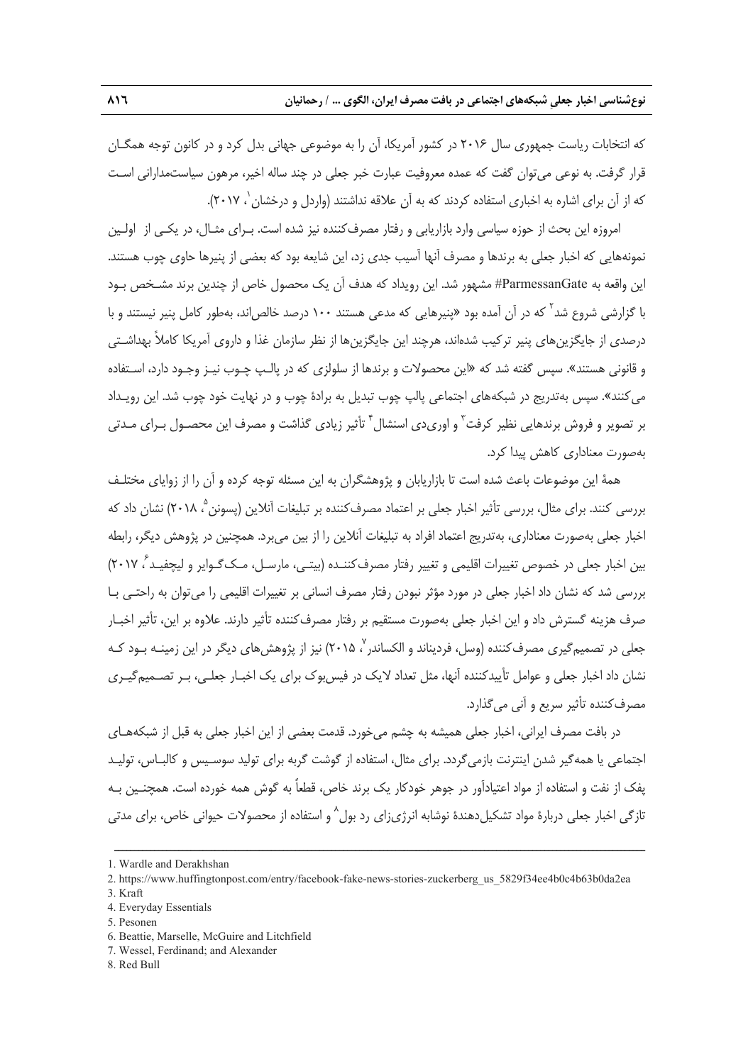که انتخابات ریاست جمهوری سال ۲۰۱۶ در کشور آمریکا، آن را به موضوعی جهانی بدل کرد و در کانون توجه همگـان قرار گرفت. به نوعی می‌توان گفت که عمده معروفیت عبارت خبر جعلی در چند ساله اخیر، مرهون سیاستمدارانی اسـت که از آن برای اشاره به اخباری استفاده کردند که به آن علاقه نداشتند (واردل و درخشان[1]، ۲۰۱۷).

امروزه این بحث از حوزه سیاسی وارد بازاریابی و رفتار مصرف‌کننده نیز شده است. بـرای مثـال، در یکـی از اولـین نمونه‌هایی که اخبار جعلی به برندها و مصرف آنها آسیب جدی زد، این شایعه بود که بعضی از پنیرها حاوی چوب هستند. این واقعه به ParmessanGate# مشهور شد. این رویداد که هدف آن یک محصول خاص از چندین برند مشـخص بـود با گزارشی شروع شد[2] که در آن آمده بود «پنیرهایی که مدعی هستند ۱۰۰ درصد خالص‌اند، به‌طور کامل پنیر نیستند و با درصدی از جایگزین‌های پنیر ترکیب شده‌اند، هرچند این جایگزین‌ها از نظر سازمان غذا و داروی آمریکا کاملاً بهداشـتی و قانونی هستند». سپس گفته شد که «این محصولات و برندها از سلولزی که در پالـپ چـوب نیـز وجـود دارد، اسـتفاده می‌کنند». سپس به‌تدریج در شبکه‌های اجتماعی پالپ چوب تبدیل به برادهٔ چوب و در نهایت خود چوب شد. این رویـداد بر تصویر و فروش برندهایی نظیر کرفت[3] و اوری‌دی اسنشال[4] تأثیر زیادی گذاشت و مصرف این محصـول بـرای مـدتی به‌صورت معناداری کاهش پیدا کرد.

همهٔ این موضوعات باعث شده است تا بازاریابان و پژوهشگران به این مسئله توجه کرده و آن را از زوایای مختلـف بررسی کنند. برای مثال، بررسی تأثیر اخبار جعلی بر اعتماد مصرف‌کننده بر تبلیغات آنلاین (پسونن[5]، ۲۰۱۸) نشان داد که اخبار جعلی به‌صورت معناداری، به‌تدریج اعتماد افراد به تبلیغات آنلاین را از بین می‌برد. همچنین در پژوهش دیگر، رابطه بین اخبار جعلی در خصوص تغییرات اقلیمی و تغییر رفتار مصرف‌کننـده (بیتـی، مارسـل، مـک‌گـوایر و لیچفیـد[6]، ۲۰۱۷) بررسی شد که نشان داد اخبار جعلی در مورد مؤثر نبودن رفتار مصرف انسانی بر تغییرات اقلیمی را می‌توان به راحتـی بـا صرف هزینه گسترش داد و این اخبار جعلی به‌صورت مستقیم بر رفتار مصرف‌کننده تأثیر دارند. علاوه بر این، تأثیر اخبـار جعلی در تصمیم‌گیری مصرف‌کننده (وسل، فردیناند و الکساندر[7]، ۲۰۱۵) نیز از پژوهش‌های دیگر در این زمینـه بـود کـه نشان داد اخبار جعلی و عوامل تأییدکننده آنها، مثل تعداد لایک در فیس‌بوک برای یک اخبـار جعلـی، بـر تصـمیم‌گیـری مصرف‌کننده تأثیر سریع و آنی می‌گذارد.

در بافت مصرف ایرانی، اخبار جعلی همیشه به چشم می‌خورد. قدمت بعضی از این اخبار جعلی به قبل از شبکه‌هـای اجتماعی یا همه‌گیر شدن اینترنت بازمی‌گردد. برای مثال، استفاده از گوشت گربه برای تولید سوسـیس و کالبـاس، تولیـد پفک از نفت و استفاده از مواد اعتیادآور در جوهر خودکار یک برند خاص، قطعاً به گوش همه خورده است. همچنـین بـه تازگی اخبار جعلی دربارهٔ مواد تشکیل‌دهندهٔ نوشابه انرژی‌زای رد بول[8] و استفاده از محصولات حیوانی خاص، برای مدتی

---

1. Wardle and Derakhshan
2. https://www.huffingtonpost.com/entry/facebook-fake-news-stories-zuckerberg_us_5829f34ee4b0c4b63b0da2ea
3. Kraft
4. Everyday Essentials
5. Pesonen
6. Beattie, Marselle, McGuire and Litchfield
7. Wessel, Ferdinand; and Alexander
8. Red Bull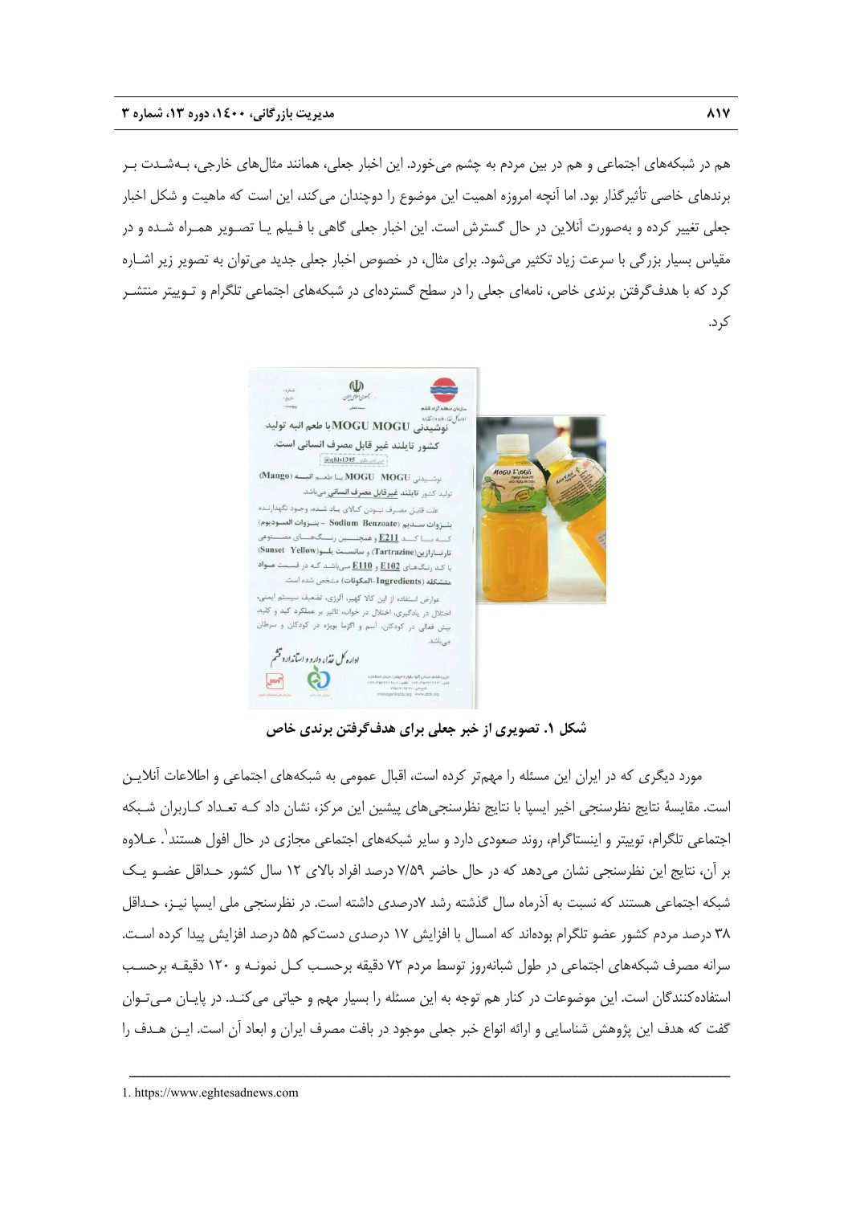هم در شبکه‌های اجتماعی و هم در بین مردم به چشم می‌خورد. این اخبار جعلی، همانند مثال‌های خارجی، به‌شدت بر برندهای خاصی تأثیرگذار بود. اما آنچه امروزه اهمیت این موضوع را دوچندان می‌کند، این است که ماهیت و شکل اخبار جعلی تغییر کرده و به‌صورت آنلاین در حال گسترش است. این اخبار جعلی گاهی با فیلم یا تصویر همراه شده و در مقیاس بسیار بزرگی با سرعت زیاد تکثیر می‌شود. برای مثال، در خصوص اخبار جعلی جدید می‌توان به تصویر زیر اشاره کرد که با هدف‌گرفتن برندی خاص، نامه‌ای جعلی را در سطح گسترده‌ای در شبکه‌های اجتماعی تلگرام و توییتر منتشر کرد.

**شکل ۱. تصویری از خبر جعلی برای هدف‌گرفتن برندی خاص**

مورد دیگری که در ایران این مسئله را مهم‌تر کرده است، اقبال عمومی به شبکه‌های اجتماعی و اطلاعات آنلاین است. مقایسهٔ نتایج نظرسنجی اخیر ایسپا با نتایج نظرسنجی‌های پیشین این مرکز، نشان داد که تعداد کاربران شبکه اجتماعی تلگرام، توییتر و اینستاگرام، روند صعودی دارد و سایر شبکه‌های اجتماعی مجازی در حال افول هستند[1]. علاوه بر آن، نتایج این نظرسنجی نشان می‌دهد که در حال حاضر ۷/۵۹ درصد افراد بالای ۱۲ سال کشور حداقل عضو یک شبکه اجتماعی هستند که نسبت به آذرماه سال گذشته رشد ۷درصدی داشته است. در نظرسنجی ملی ایسپا نیز، حداقل ۳۸ درصد مردم کشور عضو تلگرام بوده‌اند که امسال با افزایش ۱۷ درصدی دست‌کم ۵۵ درصد افزایش پیدا کرده است. سرانه مصرف شبکه‌های اجتماعی در طول شبانه‌روز توسط مردم ۷۲ دقیقه برحسب کل نمونه و ۱۲۰ دقیقه برحسب استفاده‌کنندگان است. این موضوعات در کنار هم توجه به این مسئله را بسیار مهم و حیاتی می‌کند. در پایان می‌توان گفت که هدف این پژوهش شناسایی و ارائه انواع خبر جعلی موجود در بافت مصرف ایران و ابعاد آن است. این هدف را

---

1. https://www.eghtesadnews.com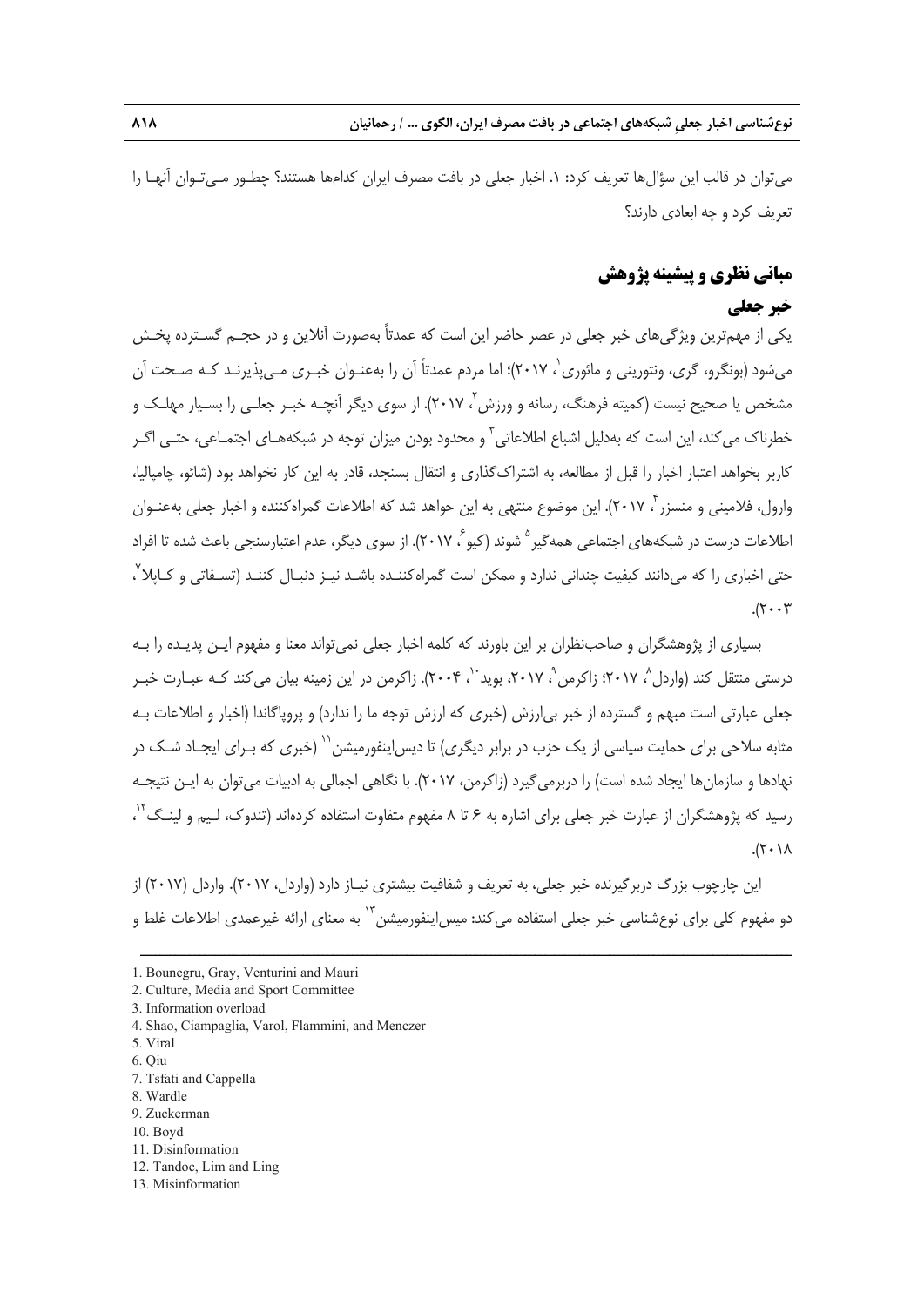می‌توان در قالب این سؤال‌ها تعریف کرد: ۱. اخبار جعلی در بافت مصرف ایران کدام‌ها هستند؟ چطور می‌توان آنها را تعریف کرد و چه ابعادی دارند؟

## مبانی نظری و پیشینه پژوهش

### خبر جعلی

یکی از مهم‌ترین ویژگی‌های خبر جعلی در عصر حاضر این است که عمدتاً به‌صورت آنلاین و در حجم گسترده پخش می‌شود (بونگرو، گری، ونتورینی و مائوری[1]، ۲۰۱۷)؛ اما مردم عمدتاً آن را به‌عنوان خبری می‌پذیرند که صحت آن مشخص یا صحیح نیست (کمیته فرهنگ، رسانه و ورزش[2]، ۲۰۱۷). از سوی دیگر آنچه خبر جعلی را بسیار مهلک و خطرناک می‌کند، این است که به‌دلیل اشباع اطلاعاتی[3] و محدود بودن میزان توجه در شبکه‌های اجتماعی، حتی اگر کاربر بخواهد اعتبار اخبار را قبل از مطالعه، به اشتراک‌گذاری و انتقال بسنجد، قادر به این کار نخواهد بود (شائو، چامپالیا، وارول، فلامینی و منسزر[4]، ۲۰۱۷). این موضوع منتهی به این خواهد شد که اطلاعات گمراه‌کننده و اخبار جعلی به‌عنوان اطلاعات درست در شبکه‌های اجتماعی همه‌گیر[5] شوند (کیو[6]، ۲۰۱۷). از سوی دیگر، عدم اعتبارسنجی باعث شده تا افراد حتی اخباری را که می‌دانند کیفیت چندانی ندارد و ممکن است گمراه‌کننده باشد نیز دنبال کنند (تسفاتی و کاپلا[7]، ۲۰۰۳).

بسیاری از پژوهشگران و صاحب‌نظران بر این باورند که کلمه اخبار جعلی نمی‌تواند معنا و مفهوم این پدیده را به درستی منتقل کند (واردل[8]، ۲۰۱۷؛ زاکرمن[9]، ۲۰۱۷، بوید[10]، ۲۰۰۴). زاکرمن در این زمینه بیان می‌کند که عبارت خبر جعلی عبارتی است مبهم و گسترده از خبر بی‌ارزش (خبری که ارزش توجه ما را ندارد) و پروپاگاندا (اخبار و اطلاعات به مثابه سلاحی برای حمایت سیاسی از یک حزب در برابر دیگری) تا دیس‌اینفورمیشن[11] (خبری که برای ایجاد شک در نهادها و سازمان‌ها ایجاد شده است) را دربرمی‌گیرد (زاکرمن، ۲۰۱۷). با نگاهی اجمالی به ادبیات می‌توان به این نتیجه رسید که پژوهشگران از عبارت خبر جعلی برای اشاره به ۶ تا ۸ مفهوم متفاوت استفاده کرده‌اند (تندوک، لیم و لینگ[12]، ۲۰۱۸).

این چارچوب بزرگ دربرگیرنده خبر جعلی، به تعریف و شفافیت بیشتری نیاز دارد (واردل، ۲۰۱۷). واردل (۲۰۱۷) از دو مفهوم کلی برای نوع‌شناسی خبر جعلی استفاده می‌کند: میس‌اینفورمیشن[13] به معنای ارائه غیرعمدی اطلاعات غلط و

---

1. Bounegru, Gray, Venturini and Mauri
2. Culture, Media and Sport Committee
3. Information overload
4. Shao, Ciampaglia, Varol, Flammini, and Menczer
5. Viral
6. Qiu
7. Tsfati and Cappella
8. Wardle
9. Zuckerman
10. Boyd
11. Disinformation
12. Tandoc, Lim and Ling
13. Misinformation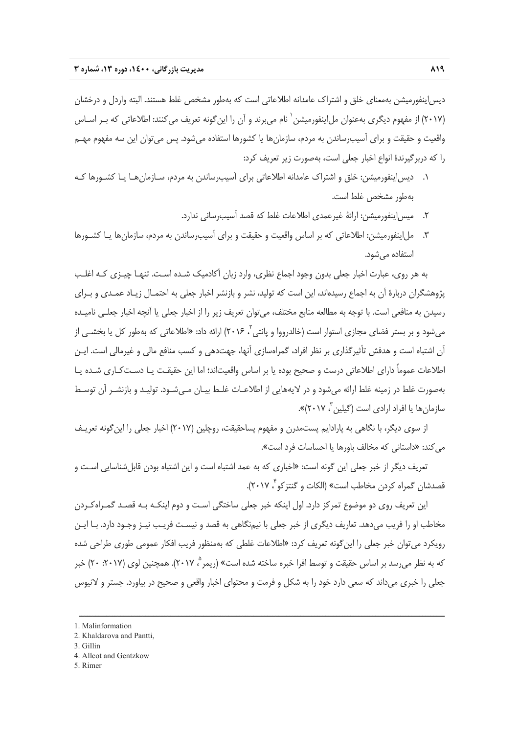دیس‌اینفورمیشن به‌معنای خلق و اشتراک عامدانه اطلاعاتی است که به‌طور مشخص غلط هستند. البته واردل و درخشان (۲۰۱۷) از مفهوم دیگری به‌عنوان مل‌اینفورمیشن[1] نام می‌برند و آن را این‌گونه تعریف می‌کنند: اطلاعاتی که بر اساس واقعیت و حقیقت و برای آسیب‌رساندن به مردم، سازمان‌ها یا کشورها استفاده می‌شود. پس می‌توان این سه مفهوم مهم را که دربرگیرندهٔ انواع اخبار جعلی است، به‌صورت زیر تعریف کرد:

۱. دیس‌اینفورمیشن: خلق و اشتراک عامدانه اطلاعاتی برای آسیب‌رساندن به مردم، سازمان‌ها یا کشورها که به‌طور مشخص غلط است.
۲. میس‌اینفورمیشن: ارائهٔ غیرعمدی اطلاعات غلط که قصد آسیب‌رسانی ندارد.
۳. مل‌اینفورمیشن: اطلاعاتی که بر اساس واقعیت و حقیقت و برای آسیب‌رساندن به مردم، سازمان‌ها یا کشورها استفاده می‌شود.

به هر روی، عبارت اخبار جعلی بدون وجود اجماع نظری، وارد زبان آکادمیک شده است. تنها چیزی که اغلب پژوهشگران دربارهٔ آن به اجماع رسیده‌اند، این است که تولید، نشر و بازنشر اخبار جعلی به احتمال زیاد عمدی و برای رسیدن به منافعی است. با توجه به مطالعه منابع مختلف، می‌توان تعریف زیر را از اخبار جعلی یا آنچه اخبار جعلی نامیده می‌شود و بر بستر فضای مجازی استوار است (خالدرووا و پانتی[2]، ۲۰۱۶) ارائه داد: «اطلاعاتی که به‌طور کل یا بخشی از آن اشتباه است و هدفش تأثیرگذاری بر نظر افراد، گمراه‌سازی آنها، جهت‌دهی و کسب منافع مالی و غیرمالی است. این اطلاعات عموماً دارای اطلاعاتی درست و صحیح بوده یا بر اساس واقعیت‌اند؛ اما این حقیقت یا دستکاری شده یا به‌صورت غلط در زمینه غلط ارائه می‌شود و در لایه‌هایی از اطلاعات غلط بیان می‌شود. تولید و بازنشر آن توسط سازمان‌ها یا افراد ارادی است (گیلین[3]، ۲۰۱۷)».

از سوی دیگر، با نگاهی به پارادایم پست‌مدرن و مفهوم پساحقیقت، روچلین (۲۰۱۷) اخبار جعلی را این‌گونه تعریف می‌کند: «داستانی که مخالف باورها یا احساسات فرد است».

تعریف دیگر از خبر جعلی این گونه است: «اخباری که به عمد اشتباه است و این اشتباه بودن قابل‌شناسایی است و قصدشان گمراه کردن مخاطب است» (الکات و گنتزکو[4]، ۲۰۱۷).

این تعریف روی دو موضوع تمرکز دارد. اول اینکه خبر جعلی ساختگی است و دوم اینکه به قصد گمراه‌کردن مخاطب او را فریب می‌دهد. تعاریف دیگری از خبر جعلی با نیم‌نگاهی به قصد و نیست فریب نیز وجود دارد. با این رویکرد می‌توان خبر جعلی را این‌گونه تعریف کرد: «اطلاعات غلطی که به‌منظور فریب افکار عمومی طوری طراحی شده که به نظر می‌رسد بر اساس حقیقت و توسط افرا خبره ساخته شده است» (ریمر[5]، ۲۰۱۷). همچنین لوی (۲۰۱۷: ۲۰) خبر جعلی را خبری می‌داند که سعی دارد خود را به شکل و فرمت و محتوای اخبار واقعی و صحیح در بیاورد. جستر و لانیوس

---

1. Malinformation
2. Khaldarova and Pantti,
3. Gillin
4. Allcot and Gentzkow
5. Rimer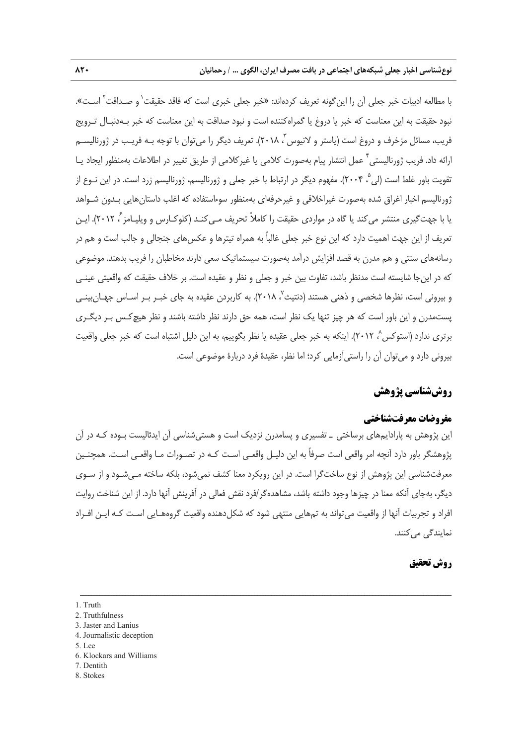با مطالعه ادبیات خبر جعلی آن را این‌گونه تعریف کرده‌اند: «خبر جعلی خبری است که فاقد حقیقت[1] و صداقت[2] است». نبود حقیقت به این معناست که خبر یا دروغ یا گمراه‌کننده است و نبود صداقت به این معناست که خبر به‌دنبال ترویج فریب، مسائل مزخرف و دروغ است (یاستر و لانیوس[3]، ۲۰۱۸). تعریف دیگر را می‌توان با توجه به فریب در ژورنالیسم ارائه داد. فریب ژورنالیستی[4] عمل انتشار پیام به‌صورت کلامی یا غیرکلامی از طریق تغییر در اطلاعات به‌منظور ایجاد یا تقویت باور غلط است (لی[5]، ۲۰۰۴). مفهوم دیگر در ارتباط با خبر جعلی و ژورنالیسم، ژورنالیسم زرد است. در این نوع از ژورنالیسم اخبار اغراق شده به‌صورت غیراخلاقی و غیرحرفه‌ای به‌منظور سوءاستفاده که اغلب داستان‌هایی بدون شواهد یا با جهت‌گیری منتشر می‌کند یا گاه در مواردی حقیقت را کاملاً تحریف می‌کند (کلوکارس و ویلیامز[6]، ۲۰۱۲). این تعریف از این جهت اهمیت دارد که این نوع خبر جعلی غالباً به همراه تیترها و عکس‌های جنجالی و جالب است و هم در رسانه‌های سنتی و هم مدرن به قصد افزایش درآمد به‌صورت سیستماتیک سعی دارند مخاطبان را فریب بدهند. موضوعی که در این‌جا شایسته است مدنظر باشد، تفاوت بین خبر و جعلی و نظر و عقیده است. بر خلاف حقیقت که واقعیتی عینی و بیرونی است، نظرها شخصی و ذهنی هستند (دنتیث[7]، ۲۰۱۸). به کاربردن عقیده به جای خبر بر اساس جهان‌بینی پست‌مدرن و این باور است که هر چیز تنها یک نظر است، همه حق دارند نظر داشته باشند و نظر هیچ‌کس بر دیگری برتری ندارد (استوکس[8]، ۲۰۱۲). اینکه به خبر جعلی عقیده یا نظر بگوییم، به این دلیل اشتباه است که خبر جعلی واقعیت بیرونی دارد و می‌توان آن را راستی‌آزمایی کرد؛ اما نظر، عقیدهٔ فرد دربارهٔ موضوعی است.

## روش‌شناسی پژوهش

### مفروضات معرفت‌شناختی

این پژوهش به پارادایم‌های برساختی ـ تفسیری و پسامدرن نزدیک است و هستی‌شناسی آن ایدئالیست بوده که در آن پژوهشگر باور دارد آنچه امر واقعی است صرفاً به این دلیل واقعی است که در تصورات ما واقعی است. همچنین معرفت‌شناسی این پژوهش از نوع ساخت‌گرا است. در این رویکرد معنا کشف نمی‌شود، بلکه ساخته می‌شود و از سوی دیگر، به‌جای آنکه معنا در چیزها وجود داشته باشد، مشاهده‌گر/فرد نقش فعالی در آفرینش آنها دارد. از این شناخت روایت افراد و تجربیات آنها از واقعیت می‌تواند به تم‌هایی منتهی شود که شکل‌دهنده واقعیت گروه‌هایی است که این افراد نمایندگی می‌کنند.

### روش تحقیق

---

1. Truth
2. Truthfulness
3. Jaster and Lanius
4. Journalistic deception
5. Lee
6. Klockars and Williams
7. Dentith
8. Stokes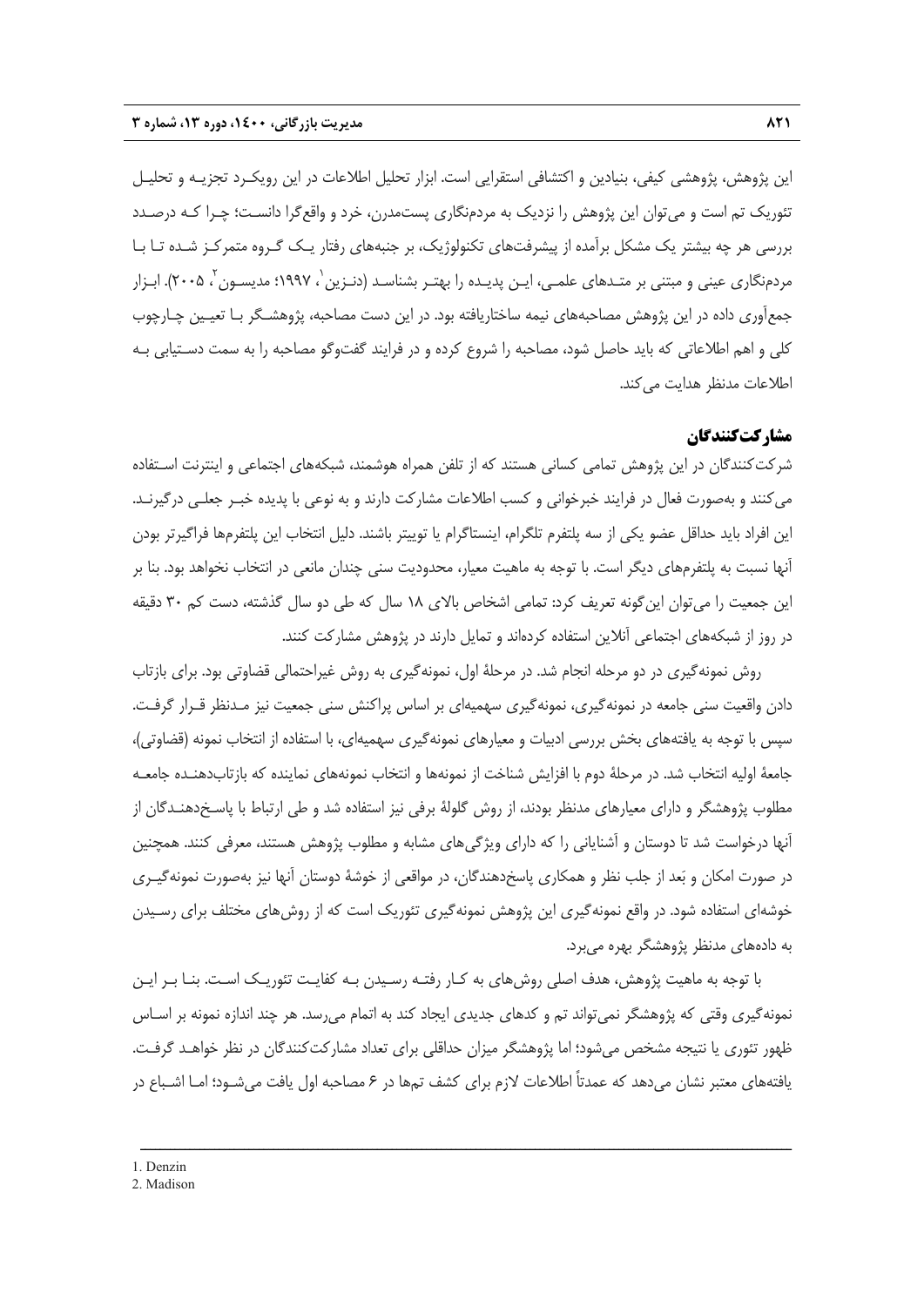این پژوهش، پژوهشی کیفی، بنیادین و اکتشافی استقرایی است. ابزار تحلیل اطلاعات در این رویکرد تجزیه و تحلیل تئوریک تم است و می‌توان این پژوهش را نزدیک به مردم‌نگاری پست‌مدرن، خرد و واقع‌گرا دانست؛ چرا کـه درصـدد بررسی هر چه بیشتر یک مشکل برآمده از پیشرفت‌های تکنولوژیک، بر جنبه‌های رفتار یـک گـروه متمرکـز شـده تـا بـا مردم‌نگاری عینی و مبتنی بر متـدهای علمـی، ایـن پدیـده را بهتـر بشناسـد (دنـزین[1]، ۱۹۹۷؛ مدیسـون[2]، ۲۰۰۵). ابـزار جمع‌آوری داده در این پژوهش مصاحبه‌های نیمه ساختاریافته بود. در این دست مصاحبه، پژوهشـگر بـا تعیـین چـارچوب کلی و اهم اطلاعاتی که باید حاصل شود، مصاحبه را شروع کرده و در فرایند گفت‌وگو مصاحبه را به سمت دسـتیابی بـه اطلاعات مدنظر هدایت می‌کند.

## مشارکت‌کنندگان

شرکت‌کنندگان در این پژوهش تمامی کسانی هستند که از تلفن همراه هوشمند، شبکه‌های اجتماعی و اینترنت اسـتفاده می‌کنند و به‌صورت فعال در فرایند خبرخوانی و کسب اطلاعات مشارکت دارند و به نوعی با پدیده خبـر جعلـی درگیرنـد. این افراد باید حداقل عضو یکی از سه پلتفرم تلگرام، اینستاگرام یا توییتر باشند. دلیل انتخاب این پلتفرم‌ها فراگیرتر بودن آنها نسبت به پلتفرم‌های دیگر است. با توجه به ماهیت معیار، محدودیت سنی چندان مانعی در انتخاب نخواهد بود. بنا بر این جمعیت را می‌توان این‌گونه تعریف کرد: تمامی اشخاص بالای ۱۸ سال که طی دو سال گذشته، دست کم ۳۰ دقیقه در روز از شبکه‌های اجتماعی آنلاین استفاده کرده‌اند و تمایل دارند در پژوهش مشارکت کنند.

روش نمونه‌گیری در دو مرحله انجام شد. در مرحلهٔ اول، نمونه‌گیری به روش غیراحتمالی قضاوتی بود. برای بازتاب دادن واقعیت سنی جامعه در نمونه‌گیری، نمونه‌گیری سهمیه‌ای بر اساس پراکنش سنی جمعیت نیز مـدنظر قـرار گرفـت. سپس با توجه به یافته‌های بخش بررسی ادبیات و معیارهای نمونه‌گیری سهمیه‌ای، با استفاده از انتخاب نمونه (قضاوتی)، جامعهٔ اولیه انتخاب شد. در مرحلهٔ دوم با افزایش شناخت از نمونه‌ها و انتخاب نمونه‌های نماینده که بازتاب‌دهنـده جامعـه مطلوب پژوهشگر و دارای معیارهای مدنظر بودند، از روش گلولهٔ برفی نیز استفاده شد و طی ارتباط با پاسـخ‌دهنـدگان از آنها درخواست شد تا دوستان و آشنایانی را که دارای ویژگی‌های مشابه و مطلوب پژوهش هستند، معرفی کنند. همچنین در صورت امکان و بَعد از جلب نظر و همکاری پاسخ‌دهندگان، در مواقعی از خوشهٔ دوستان آنها نیز به‌صورت نمونه‌گیـری خوشه‌ای استفاده شود. در واقع نمونه‌گیری این پژوهش نمونه‌گیری تئوریک است که از روش‌های مختلف برای رسـیدن به داده‌های مدنظر پژوهشگر بهره می‌برد.

با توجه به ماهیت پژوهش، هدف اصلی روش‌های به کـار رفتـه رسـیدن بـه کفایـت تئوریـک اسـت. بنـا بـر ایـن نمونه‌گیری وقتی که پژوهشگر نمی‌تواند تم و کدهای جدیدی ایجاد کند به اتمام می‌رسد. هر چند اندازه نمونه بر اسـاس ظهور تئوری یا نتیجه مشخص می‌شود؛ اما پژوهشگر میزان حداقلی برای تعداد مشارکت‌کنندگان در نظر خواهـد گرفـت. یافته‌های معتبر نشان می‌دهد که عمدتاً اطلاعات لازم برای کشف تم‌ها در ۶ مصاحبه اول یافت می‌شـود؛ امـا اشـباع در

---

1. Denzin
2. Madison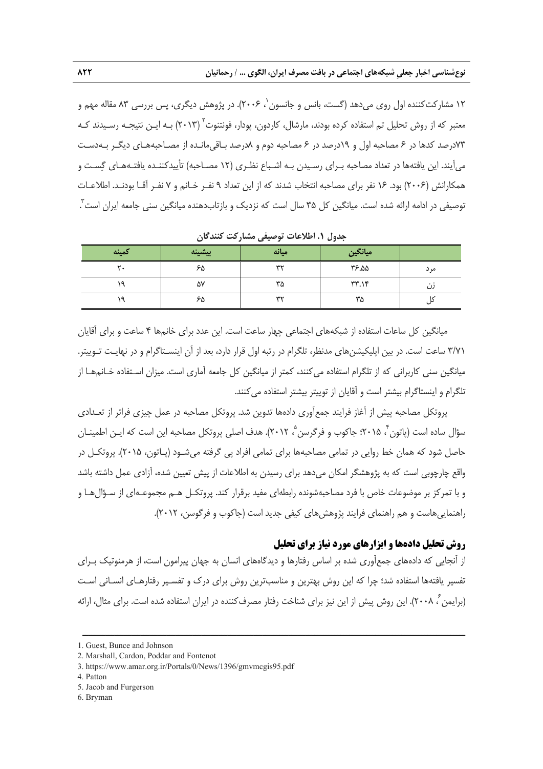۱۲ مشارکت‌کننده اول روی می‌دهد (گست، بانس و جانسون[1]، ۲۰۰۶). در پژوهش دیگری، پس بررسی ۸۳ مقاله مهم و معتبر که از روش تحلیل تم استفاده کرده بودند، مارشال، کاردون، پودار، فونتنوت[2] (۲۰۱۳) بـه ایـن نتیجـه رسـیدند کـه ۷۳درصد کدها در ۶ مصاحبه اول و ۱۹درصد در ۶ مصاحبه دوم و ۸درصد بـاقی‌مانـده از مصـاحبه‌هـای دیگـر بـه‌دسـت می‌آیند. این یافته‌ها در تعداد مصاحبه بـرای رسـیدن بـه اشـباع نظـری (۱۲ مصـاحبه) تأییدکننـده یافتـه‌هـای گِسـت و همکارانش (۲۰۰۶) بود. ۱۶ نفر برای مصاحبه انتخاب شدند که از این تعداد ۹ نفـر خـانم و ۷ نفـر آقـا بودنـد. اطلاعـات توصیفی در ادامه ارائه شده است. میانگین کل ۳۵ سال است که نزدیک و بازتاب‌دهنده میانگین سنی جامعه ایران است[3].

**جدول ۱. اطلاعات توصیفی مشارکت کنندگان**

| | میانگین | میانه | بیشینه | کمینه |
|---|---|---|---|---|
| مرد | ۳۶.۵۵ | ۳۲ | ۶۵ | ۲۰ |
| زن | ۳۳.۱۴ | ۳۵ | ۵۷ | ۱۹ |
| کل | ۳۵ | ۳۲ | ۶۵ | ۱۹ |

میانگین کل ساعات استفاده از شبکه‌های اجتماعی چهار ساعت است. این عدد برای خانم‌ها ۴ ساعت و برای آقایان ۳/۷۱ ساعت است. در بین اپلیکیشن‌های مدنظر، تلگرام در رتبه اول قرار دارد، بعد از آن اینسـتاگرام و در نهایـت تـوییتر. میانگین سنی کاربرانی که از تلگرام استفاده می‌کنند، کمتر از میانگین کل جامعه آماری است. میزان اسـتفاده خـانم‌هـا از تلگرام و اینستاگرام بیشتر است و آقایان از توییتر بیشتر استفاده می‌کنند.

پروتکل مصاحبه پیش از آغاز فرایند جمع‌آوری داده‌ها تدوین شد. پروتکل مصاحبه در عمل چیزی فراتر از تعـدادی سؤال ساده است (پاتون[4]، ۲۰۱۵؛ جاکوب و فرگرسن[5]، ۲۰۱۲). هدف اصلی پروتکل مصاحبه این است که ایـن اطمینـان حاصل شود که همان خط روایی در تمامی مصاحبه‌ها برای تمامی افراد پی گرفته می‌شـود (پـاتون، ۲۰۱۵). پروتکـل در واقع چارچوبی است که به پژوهشگر امکان می‌دهد برای رسیدن به اطلاعات از پیش تعیین شده، آزادی عمل داشته باشد و با تمرکز بر موضوعات خاص با فرد مصاحبه‌شونده رابطه‌ای مفید برقرار کند. پروتکـل هـم مجموعـه‌ای از سـؤال‌هـا و راهنمایی‌هاست و هم راهنمای فرایند پژوهش‌های کیفی جدید است (جاکوب و فرگوسن، ۲۰۱۲).

## روش تحلیل داده‌ها و ابزارهای مورد نیاز برای تحلیل

از آنجایی که داده‌های جمع‌آوری شده بر اساس رفتارها و دیدگاه‌های انسان به جهان پیرامون است، از هرمنوتیک بـرای تفسیر یافته‌ها استفاده شد؛ چرا که این روش بهترین و مناسب‌ترین روش برای درک و تفسـیر رفتارهـای انسـانی اسـت (برایمن[6]، ۲۰۰۸). این روش پیش از این نیز برای شناخت رفتار مصرف‌کننده در ایران استفاده شده است. برای مثال، ارائه

---

1. Guest, Bunce and Johnson
2. Marshall, Cardon, Poddar and Fontenot
3. https://www.amar.org.ir/Portals/0/News/1396/gmvmcgis95.pdf
4. Patton
5. Jacob and Furgerson
6. Bryman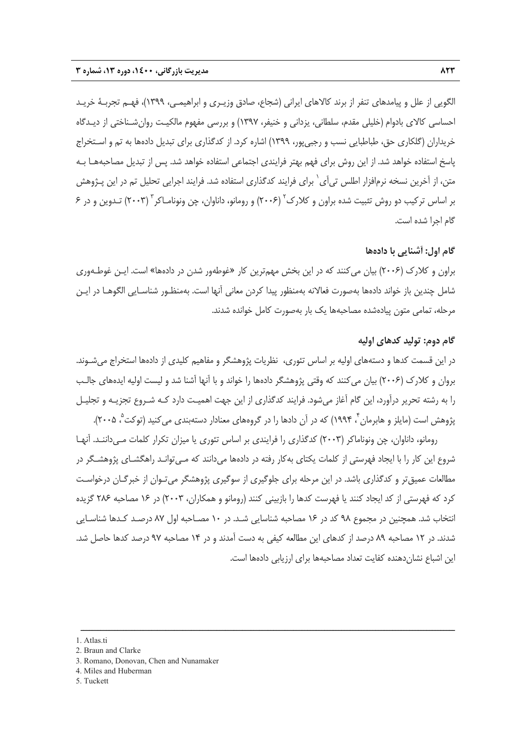الگویی از علل و پیامدهای تنفر از برند کالاهای ایرانی (شجاع، صادق وزیـری و ابراهیمـی، ۱۳۹۹)، فهـم تجربـهٔ خریـد احساسی کالای بادوام (خلیلی مقدم، سلطانی، یزدانی و خنیفر، ۱۳۹۷) و بررسی مفهوم مالکیـت روان‌شـناختی از دیـدگاه خریداران (گلکاری حق، طباطبایی نسب و رجبی‌پور، ۱۳۹۹) اشاره کرد. از کدگذاری برای تبدیل داده‌ها به تم و اسـتخراج پاسخ استفاده خواهد شد. از این روش برای فهم بهتر فرایندی اجتماعی استفاده خواهد شد. پس از تبدیل مصاحبه‌هـا بـه متن، از آخرین نسخه نرم‌افزار اطلس تی‌آی[1] برای فرایند کدگذاری استفاده شد. فرایند اجرایی تحلیل تم در این پـژوهش بر اساس ترکیب دو روش تثبیت شده براون و کلارک[2] (۲۰۰۶) و رومانو، داناوان، چن ونونامـاکر[3] (۲۰۰۳) تـدوین و در ۶ گام اجرا شده است.

### گام اول: آشنایی با داده‌ها

براون و کلارک (۲۰۰۶) بیان می‌کنند که در این بخش مهم‌ترین کار «غوطه‌ور شدن در داده‌ها» است. ایـن غوطـه‌وری شامل چندین باز خواند داده‌ها به‌صورت فعالانه به‌منظور پیدا کردن معانی آنها است. به‌منظـور شناسـایی الگوهـا در ایـن مرحله، تمامی متون پیاده‌شده مصاحبه‌ها یک بار به‌صورت کامل خوانده شدند.

### گام دوم: تولید کدهای اولیه

در این قسمت کدها و دسته‌های اولیه بر اساس تئوری، نظریات پژوهشگر و مفاهیم کلیدی از داده‌ها استخراج می‌شـوند. براون و کلارک (۲۰۰۶) بیان می‌کنند که وقتی پژوهشگر داده‌ها را خواند و با آنها آشنا شد و لیست اولیه ایده‌های جالـب را به رشته تحریر درآورد، این گام آغاز می‌شود. فرایند کدگذاری از این جهت اهمیـت دارد کـه شـروع تجزیـه و تجلیـل پژوهش است (مایلز و هابرمان[4]، ۱۹۹۴) که در آن دادها را در گروه‌های معنادار دسته‌بندی می‌کنید (توکت[5]، ۲۰۰۵).

رومانو، داناوان، چن ونوناماکر (۲۰۰۳) کدگذاری را فرایندی بر اساس تئوری یا میزان تکرار کلمات مـی‌داننـد. آنهـا شروع این کار را با ایجاد فهرستی از کلمات یکتای به‌کار رفته در داده‌ها می‌دانند که مـی‌توانـد راهگشـای پژوهشـگر در مطالعات عمیق‌تر و کدگذاری باشد. در این مرحله برای جلوگیری از سوگیری پژوهشگر می‌تـوان از خبرگـان درخواسـت کرد که فهرستی از کد ایجاد کنند یا فهرست کدها را بازبینی کنند (رومانو و همکاران، ۲۰۰۳) در ۱۶ مصاحبه ۲۸۶ گزیده انتخاب شد. همچنین در مجموع ۹۸ کد در ۱۶ مصاحبه شناسایی شـد. در ۱۰ مصـاحبه اول ۸۷ درصـد کـدها شناسـایی شدند. در ۱۲ مصاحبه ۸۹ درصد از کدهای این مطالعه کیفی به دست آمدند و در ۱۴ مصاحبه ۹۷ درصد کدها حاصل شد. این اشباع نشان‌دهنده کفایت تعداد مصاحبه‌ها برای ارزیابی داده‌ها است.

---

1. Atlas.ti
2. Braun and Clarke
3. Romano, Donovan, Chen and Nunamaker
4. Miles and Huberman
5. Tuckett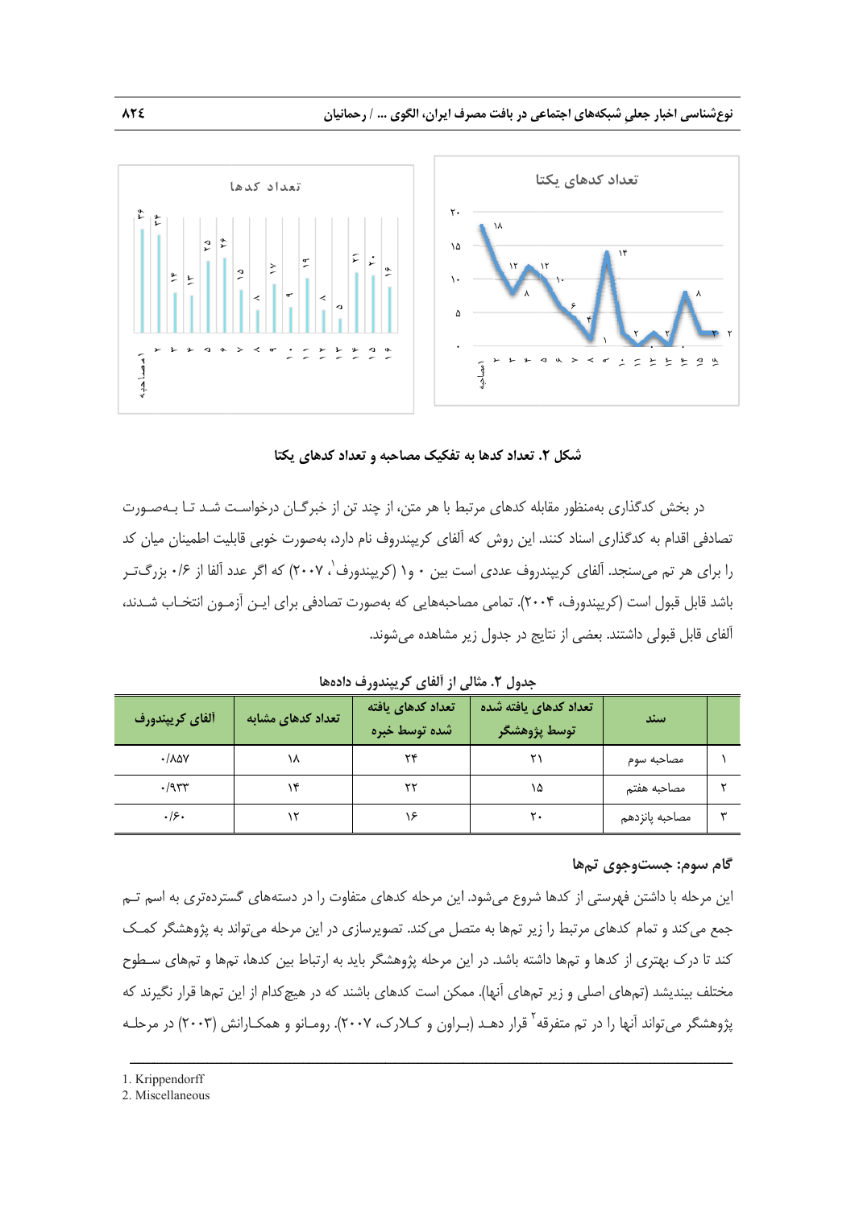شکل ۲. تعداد کدها به تفکیک مصاحبه و تعداد کدهای یکتا

در بخش کدگذاری به‌منظور مقابله کدهای مرتبط با هر متن، از چند تن از خبرگـان درخواسـت شـد تـا بـه‌صـورت تصادفی اقدام به کدگذاری اسناد کنند. این روش که آلفای کریپندروف نام دارد، به‌صورت خوبی قابلیت اطمینان میان کد را برای هر تم می‌سنجد. آلفای کریپندروف عددی است بین ۰ و۱ (کریپندورف[1]، ۲۰۰۷) که اگر عدد آلفا از ۰/۶ بزرگ‌تـر باشد قابل قبول است (کریپندورف، ۲۰۰۴). تمامی مصاحبه‌هایی که به‌صورت تصادفی برای ایـن آزمـون انتخـاب شـدند، آلفای قابل قبولی داشتند. بعضی از نتایج در جدول زیر مشاهده می‌شوند.

جدول ۲. مثالی از آلفای کریپندورف داده‌ها

| | سند | تعداد کدهای یافته شده توسط پژوهشگر | تعداد کدهای یافته شده توسط خبره | تعداد کدهای مشابه | آلفای کریپندورف |
|---|---|---|---|---|---|
| ۱ | مصاحبه سوم | ۲۱ | ۲۴ | ۱۸ | ۰/۸۵۷ |
| ۲ | مصاحبه هفتم | ۱۵ | ۲۲ | ۱۴ | ۰/۹۳۳ |
| ۳ | مصاحبه پانزدهم | ۲۰ | ۱۶ | ۱۲ | ۰/۶۰ |

## گام سوم: جست‌وجوی تم‌ها

این مرحله با داشتن فهرستی از کدها شروع می‌شود. این مرحله کدهای متفاوت را در دسته‌های گسترده‌تری به اسم تـم جمع می‌کند و تمام کدهای مرتبط را زیر تم‌ها به متصل می‌کند. تصویرسازی در این مرحله می‌تواند به پژوهشگر کمـک کند تا درک بهتری از کدها و تم‌ها داشته باشد. در این مرحله پژوهشگر باید به ارتباط بین کدها، تم‌ها و تم‌های سـطوح مختلف بیندیشد (تم‌های اصلی و زیر تم‌های آنها). ممکن است کدهای باشند که در هیچ‌کدام از این تم‌ها قرار نگیرند که پژوهشگر می‌تواند آنها را در تم متفرقه[2] قرار دهـد (بـراون و کـلارک، ۲۰۰۷). رومـانو و همکـارانش (۲۰۰۳) در مرحلـه

1. Krippendorff
2. Miscellaneous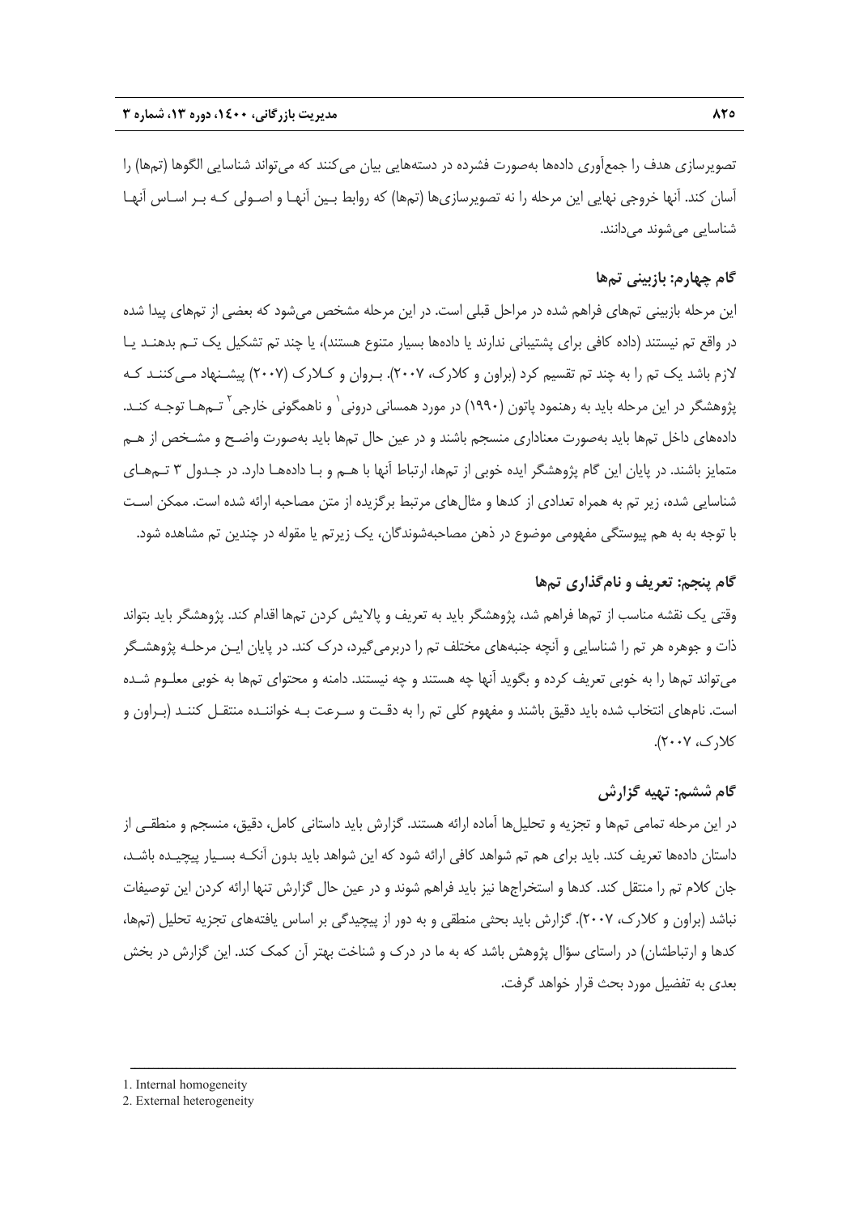تصویرسازی هدف را جمع‌آوری داده‌ها به‌صورت فشرده در دسته‌هایی بیان می‌کنند که می‌تواند شناسایی الگوها (تم‌ها) را آسان کند. آنها خروجی نهایی این مرحله را نه تصویرسازی‌ها (تم‌ها) که روابط بین آنها و اصولی که بر اساس آنها شناسایی می‌شوند می‌دانند.

### گام چهارم: بازبینی تم‌ها

این مرحله بازبینی تم‌های فراهم شده در مراحل قبلی است. در این مرحله مشخص می‌شود که بعضی از تم‌های پیدا شده در واقع تم نیستند (داده کافی برای پشتیبانی ندارند یا داده‌ها بسیار متنوع هستند)، یا چند تم تشکیل یک تم بدهند یا لازم باشد یک تم را به چند تم تقسیم کرد (براون و کلارک، ۲۰۰۷). براون و کلارک (۲۰۰۷) پیشنهاد می‌کنند که پژوهشگر در این مرحله باید به رهنمود پاتون (۱۹۹۰) در مورد همسانی درونی[1] و ناهمگونی خارجی[2] تم‌ها توجه کند. داده‌های داخل تم‌ها باید به‌صورت معناداری منسجم باشند و در عین حال تم‌ها باید به‌صورت واضح و مشخص از هم متمایز باشند. در پایان این گام پژوهشگر ایده خوبی از تم‌ها، ارتباط آنها با هم و با داده‌ها دارد. در جدول ۳ تم‌های شناسایی شده، زیر تم به همراه تعدادی از کدها و مثال‌های مرتبط برگزیده از متن مصاحبه ارائه شده است. ممکن است با توجه به به هم پیوستگی مفهومی موضوع در ذهن مصاحبه‌شوندگان، یک زیرتم یا مقوله در چندین تم مشاهده شود.

### گام پنجم: تعریف و نام‌گذاری تم‌ها

وقتی یک نقشه مناسب از تم‌ها فراهم شد، پژوهشگر باید به تعریف و پالایش کردن تم‌ها اقدام کند. پژوهشگر باید بتواند ذات و جوهره هر تم را شناسایی و آنچه جنبه‌های مختلف تم را دربرمی‌گیرد، درک کند. در پایان این مرحله پژوهشگر می‌تواند تم‌ها را به خوبی تعریف کرده و بگوید آنها چه هستند و چه نیستند. دامنه و محتوای تم‌ها به خوبی معلوم شده است. نام‌های انتخاب شده باید دقیق باشند و مفهوم کلی تم را به دقت و سرعت به خواننده منتقل کنند (براون و کلارک، ۲۰۰۷).

### گام ششم: تهیه گزارش

در این مرحله تمامی تم‌ها و تجزیه و تحلیل‌ها آماده ارائه هستند. گزارش باید داستانی کامل، دقیق، منسجم و منطقی از داستان داده‌ها تعریف کند. باید برای هم تم شواهد کافی ارائه شود که این شواهد باید بدون آنکه بسیار پیچیده باشد، جان کلام تم را منتقل کند. کدها و استخراج‌ها نیز باید فراهم شوند و در عین حال گزارش تنها ارائه کردن این توصیفات نباشد (براون و کلارک، ۲۰۰۷). گزارش باید بحثی منطقی و به دور از پیچیدگی بر اساس یافته‌های تجزیه تحلیل (تم‌ها، کدها و ارتباطشان) در راستای سؤال پژوهش باشد که به ما در درک و شناخت بهتر آن کمک کند. این گزارش در بخش بعدی به تفضیل مورد بحث قرار خواهد گرفت.

---

1. Internal homogeneity
2. External heterogeneity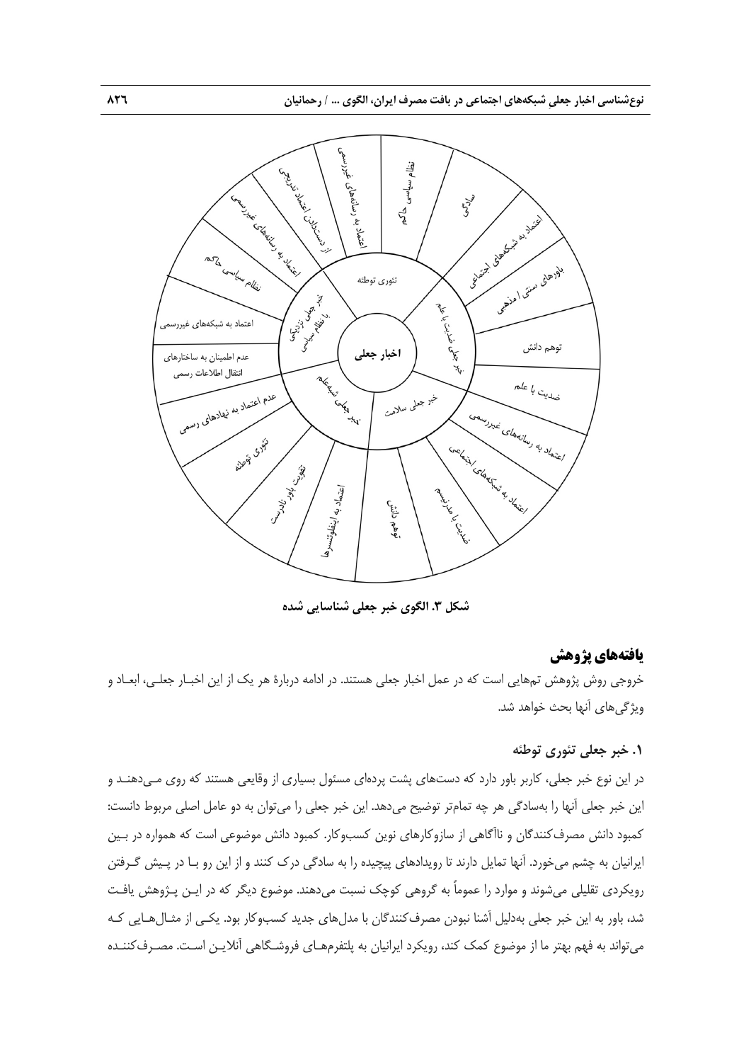شکل ۳. الگوی خبر جعلی شناسایی شده

## یافته‌های پژوهش

خروجی روش پژوهش تم‌هایی است که در عمل اخبار جعلی هستند. در ادامه دربارهٔ هر یک از این اخبار جعلی، ابعاد و ویژگی‌های آنها بحث خواهد شد.

### ۱. خبر جعلی تئوری توطئه

در این نوع خبر جعلی، کاربر باور دارد که دست‌های پشت پرده‌ای مسئول بسیاری از وقایعی هستند که روی می‌دهند و این خبر جعلی آنها را به‌سادگی هر چه تمام‌تر توضیح می‌دهد. این خبر جعلی را می‌توان به دو عامل اصلی مربوط دانست: کمبود دانش مصرف‌کنندگان و ناآگاهی از سازوکارهای نوین کسب‌وکار. کمبود دانش موضوعی است که همواره در بین ایرانیان به چشم می‌خورد. آنها تمایل دارند تا رویدادهای پیچیده را به سادگی درک کنند و از این رو با در پیش گرفتن رویکردی تقلیلی می‌شوند و موارد را عموماً به گروهی کوچک نسبت می‌دهند. موضوع دیگر که در این پژوهش یافت شد، باور به این خبر جعلی به‌دلیل آشنا نبودن مصرف‌کنندگان با مدل‌های جدید کسب‌وکار بود. یکی از مثال‌هایی که می‌تواند به فهم بهتر ما از موضوع کمک کند، رویکرد ایرانیان به پلتفرم‌های فروشگاهی آنلاین است. مصرف‌کننده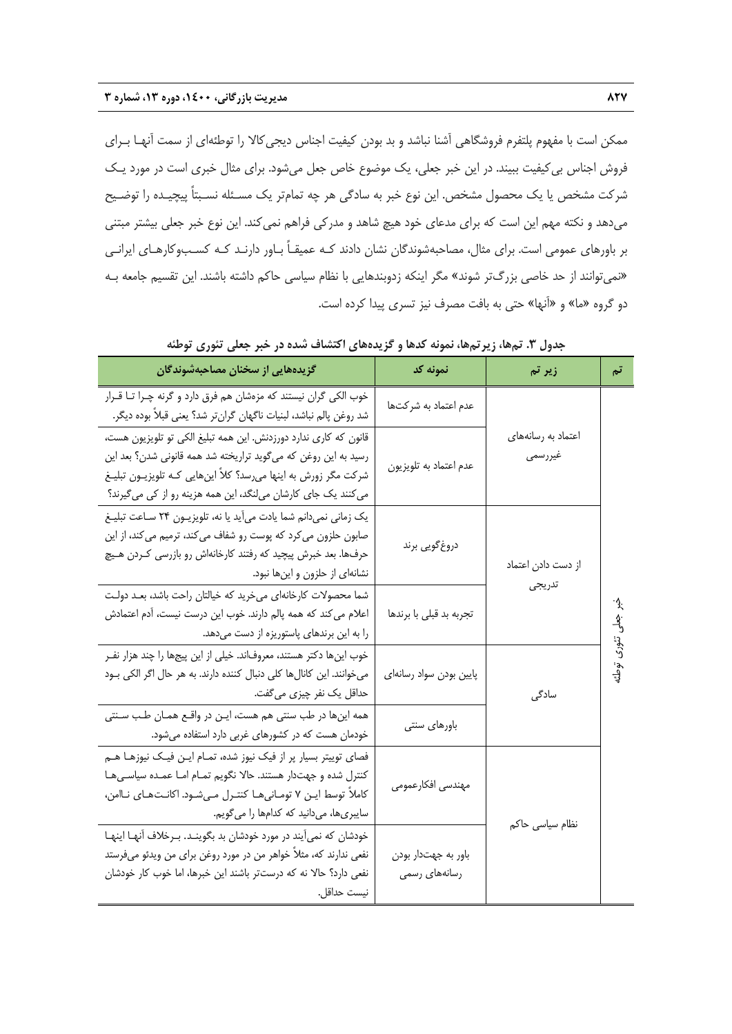ممکن است با مفهوم پلتفرم فروشگاهی آشنا نباشد و بد بودن کیفیت اجناس دیجی‌کالا را توطئه‌ای از سمت آنها برای فروش اجناس بی‌کیفیت ببیند. در این خبر جعلی، یک موضوع خاص جعل می‌شود. برای مثال خبری است در مورد یک شرکت مشخص یا یک محصول مشخص. این نوع خبر به سادگی هر چه تمام‌تر یک مسئله نسبتاً پیچیده را توضیح می‌دهد و نکته مهم این است که برای مدعای خود هیچ شاهد و مدرکی فراهم نمی‌کند. این نوع خبر جعلی بیشتر مبتنی بر باورهای عمومی است. برای مثال، مصاحبه‌شوندگان نشان دادند که عمیقاً باور دارند که کسب‌وکارهای ایرانی «نمی‌توانند از حد خاصی بزرگ‌تر شوند» مگر اینکه زدوبندهایی با نظام سیاسی حاکم داشته باشند. این تقسیم جامعه به دو گروه «ما» و «آنها» حتی به بافت مصرف نیز تسری پیدا کرده است.

**جدول ۳. تم‌ها، زیرتم‌ها، نمونه کدها و گزیده‌های اکتشاف شده در خبر جعلی تئوری توطئه**

| تم | زیر تم | نمونه کد | گزیده‌هایی از سخنان مصاحبه‌شوندگان |
|---|---|---|---|
| خبر جعلی تئوری توطئه | اعتماد به رسانه‌های غیررسمی | عدم اعتماد به شرکت‌ها | خوب الکی گران نیستند که مزه‌شان هم فرق دارد و گرنه چرا تا قرار شد روغن پالم نباشد، لبنیات ناگهان گران‌تر شد؟ یعنی قبلاً بوده دیگر. |
| | | عدم اعتماد به تلویزیون | قانون که کاری ندارد دورزدنش. این همه تبلیغ الکی تو تلویزیون هست، رسید به این روغن که می‌گوید تراریخته شد همه قانونی شدن؟ بعد این شرکت مگر زورش به اینها می‌رسد؟ کلاً این‌هایی که تلویزیون تبلیغ می‌کنند یک جای کارشان می‌لنگد، این همه هزینه رو از کی می‌گیرند؟ |
| | از دست دادن اعتماد تدریجی | دروغ‌گویی برند | یک زمانی نمی‌دانم شما یادت می‌آید یا نه، تلویزیون ۲۴ ساعت تبلیغ صابون حلزون می‌کرد که پوست رو شفاف می‌کند، ترمیم می‌کند، از این حرف‌ها. بعد خبرش پیچید که رفتند کارخانه‌اش رو بازرسی کردن هیچ نشانه‌ای از حلزون و این‌ها نبود. |
| | | تجربه بد قبلی با برندها | شما محصولات کارخانه‌ای می‌خرید که خیالتان راحت باشد، بعد دولت اعلام می‌کند که همه پالم دارند. خوب این درست نیست، آدم اعتمادش را به این برندهای پاستوریزه از دست می‌دهد. |
| | سادگی | پایین بودن سواد رسانه‌ای | خوب این‌ها دکتر هستند، معروف‌اند. خیلی از این پیج‌ها را چند هزار نفر می‌خوانند. این کانال‌ها کلی دنبال کننده دارند. به هر حال اگر الکی بود حداقل یک نفر چیزی می‌گفت. |
| | | باورهای سنتی | همه این‌ها در طب سنتی هم هست، این در واقع همان طب سنتی خودمان هست که در کشورهای غربی دارد استفاده می‌شود. |
| | نظام سیاسی حاکم | مهندسی افکارعمومی | فضای توییتر بسیار پر از فیک نیوز شده، تمام این فیک نیوزها هم کنترل شده و جهت‌دار هستند. حالا نگویم تمام اما عمده سیاسی‌ها کاملاً توسط این ۷ تومانی‌ها کنترل می‌شود. اکانت‌های ناامن، سایبری‌ها، می‌دانید که کدامها را می‌گویم. |
| | | باور به جهت‌دار بودن رسانه‌های رسمی | خودشان که نمی‌آیند در مورد خودشان بد بگویند. برخلاف آنها اینها نفعی ندارند که، مثلاً خواهر من در مورد روغن برای من ویدئو می‌فرستد نفعی دارد؟ حالا نه که درست‌تر باشند این خبرها، اما خوب کار خودشان نیست حداقل. |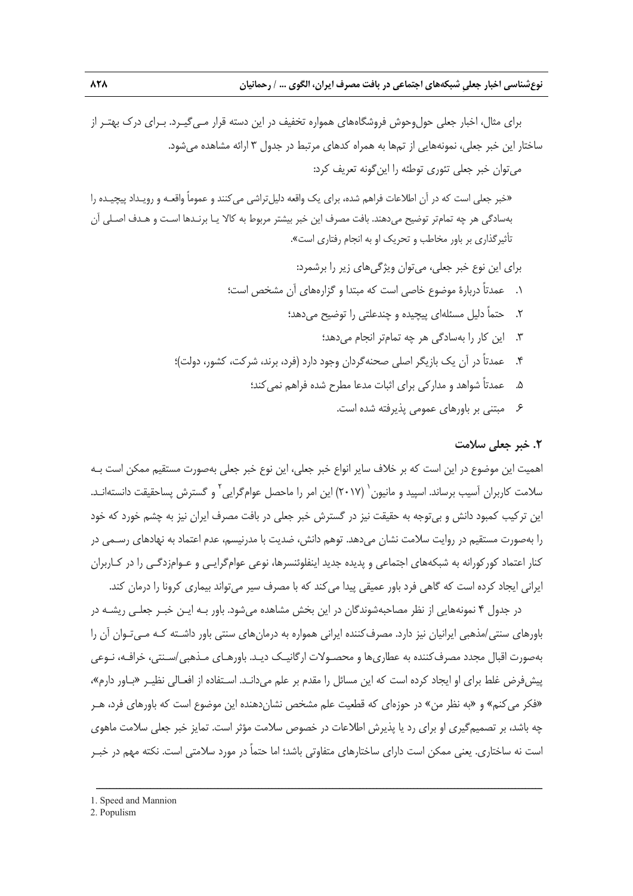برای مثال، اخبار جعلی حول‌وحوش فروشگاه‌های همواره تخفیف در این دسته قرار می‌گیرد. برای درک بهتر از ساختار این خبر جعلی، نمونه‌هایی از تم‌ها به همراه کدهای مرتبط در جدول ۳ ارائه مشاهده می‌شود.

می‌توان خبر جعلی تئوری توطئه را این‌گونه تعریف کرد:

«خبر جعلی است که در آن اطلاعات فراهم شده، برای یک واقعه دلیل‌تراشی می‌کنند و عموماً واقعه و رویداد پیچیده را به‌سادگی هر چه تمام‌تر توضیح می‌دهند. بافت مصرف این خبر بیشتر مربوط به کالا یا برندها است و هدف اصلی آن تأثیرگذاری بر باور مخاطب و تحریک او به انجام رفتاری است».

برای این نوع خبر جعلی، می‌توان ویژگی‌های زیر را برشمرد:

۱. عمدتاً دربارهٔ موضوع خاصی است که مبتدا و گزاره‌های آن مشخص است؛
۲. حتماً دلیل مسئله‌ای پیچیده و چندعلتی را توضیح می‌دهد؛
۳. این کار را به‌سادگی هر چه تمام‌تر انجام می‌دهد؛
۴. عمدتاً در آن یک بازیگر اصلی صحنه‌گردان وجود دارد (فرد، برند، شرکت، کشور، دولت)؛
۵. عمدتاً شواهد و مدارکی برای اثبات مدعا مطرح شده فراهم نمی‌کند؛
۶. مبتنی بر باورهای عمومی پذیرفته شده است.

## ۲. خبر جعلی سلامت

اهمیت این موضوع در این است که بر خلاف سایر انواع خبر جعلی، این نوع خبر جعلی به‌صورت مستقیم ممکن است به سلامت کاربران آسیب برساند. اسپید و مانیون[1] (۲۰۱۷) این امر را ماحصل عوام‌گرایی[2] و گسترش پساحقیقت دانسته‌اند. این ترکیب کمبود دانش و بی‌توجه به حقیقت نیز در گسترش خبر جعلی در بافت مصرف ایران نیز به چشم خورد که خود را به‌صورت مستقیم در روایت سلامت نشان می‌دهد. توهم دانش، ضدیت با مدرنیسم، عدم اعتماد به نهادهای رسمی در کنار اعتماد کورکورانه به شبکه‌های اجتماعی و پدیده جدید اینفلوئنسرها، نوعی عوام‌گرایی و عوام‌زدگی را در کاربران ایرانی ایجاد کرده است که گاهی فرد باور عمیقی پیدا می‌کند که با مصرف سیر می‌تواند بیماری کرونا را درمان کند.

در جدول ۴ نمونه‌هایی از نظر مصاحبه‌شوندگان در این بخش مشاهده می‌شود. باور به این خبر جعلی ریشه در باورهای سنتی/مذهبی ایرانیان نیز دارد. مصرف‌کننده ایرانی همواره به درمان‌های سنتی باور داشته که می‌توان آن را به‌صورت اقبال مجدد مصرف‌کننده به عطاری‌ها و محصولات ارگانیک دید. باورهای مذهبی/سنتی، خرافه، نوعی پیش‌فرض غلط برای او ایجاد کرده است که این مسائل را مقدم بر علم می‌داند. استفاده از افعالی نظیر «باور دارم»، «فکر می‌کنم» و «به نظر من» در حوزه‌ای که قطعیت علم مشخص نشان‌دهنده این موضوع است که باورهای فرد، هر چه باشد، بر تصمیم‌گیری او برای رد یا پذیرش اطلاعات در خصوص سلامت مؤثر است. تمایز خبر جعلی سلامت ماهوی است نه ساختاری. یعنی ممکن است دارای ساختارهای متفاوتی باشد؛ اما حتماً در مورد سلامتی است. نکته مهم در خبر

---

1. Speed and Mannion
2. Populism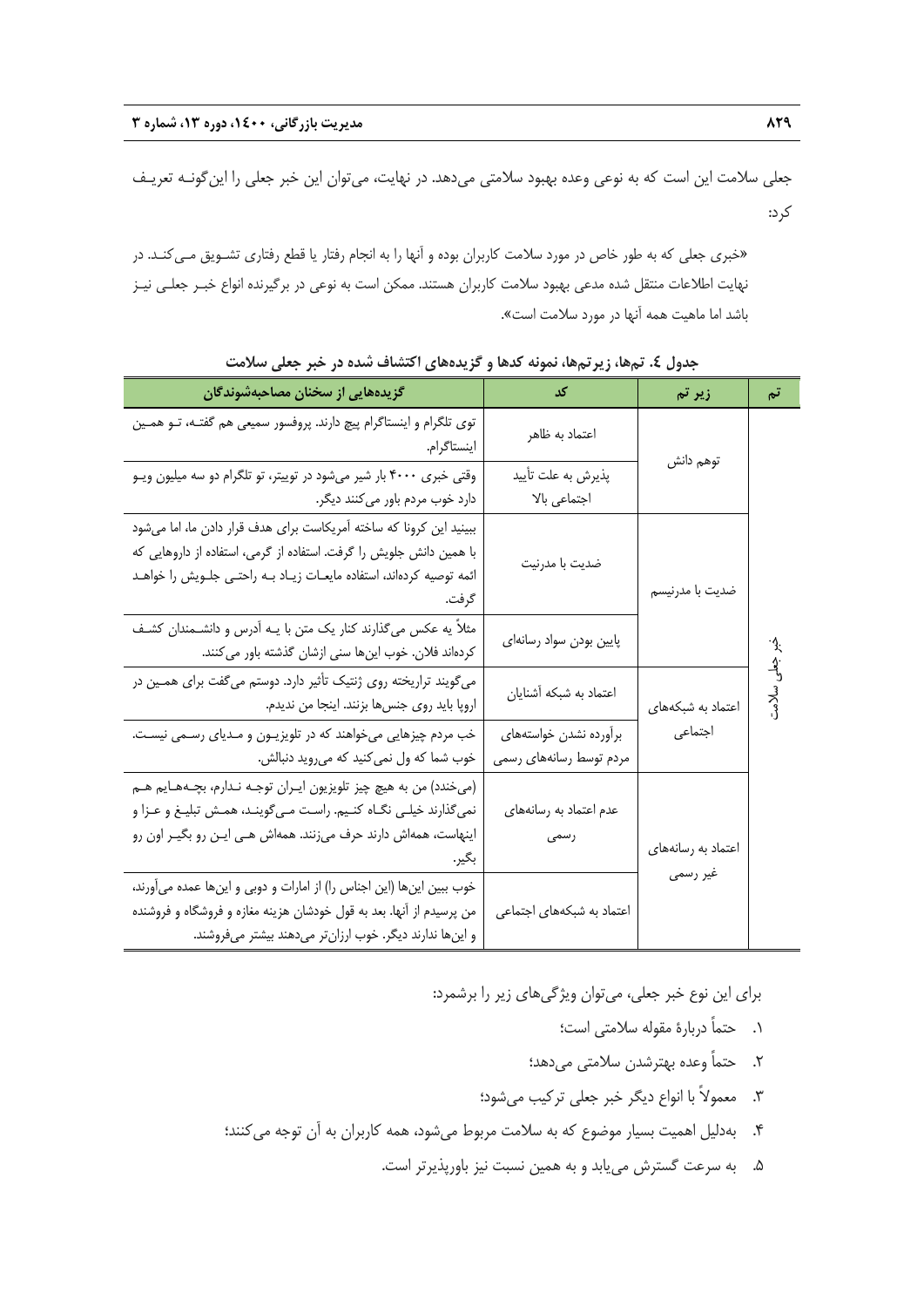جعلی سلامت این است که به نوعی وعده بهبود سلامتی می‌دهد. در نهایت، می‌توان این خبر جعلی را این‌گونـه تعریـف کرد:

«خبری جعلی که به طور خاص در مورد سلامت کاربران بوده و آنها را به انجام رفتار یا قطع رفتاری تشـویق مـی‌کنـد. در نهایت اطلاعات منتقل شده مدعی بهبود سلامت کاربران هستند. ممکن است به نوعی در برگیرنده انواع خبـر جعلـی نیـز باشد اما ماهیت همه آنها در مورد سلامت است».

**جدول ٤. تم‌ها، زیرتم‌ها، نمونه کدها و گزیده‌های اکتشاف شده در خبر جعلی سلامت**

| تم | زیر تم | کد | گزیده‌هایی از سخنان مصاحبه‌شوندگان |
|---|---|---|---|
| خبر جعلی سلامت | توهم دانش | اعتماد به ظاهر | توی تلگرام و اینستاگرام پیچ دارند. پروفسور سمیعی هم گفتـه، تـو همـین اینستاگرام. |
| | | پذیرش به علت تأیید اجتماعی بالا | وقتی خبری ۴۰۰۰ بار شیر می‌شود در توییتر، تو تلگرام دو سه میلیون ویـو دارد خوب مردم باور می‌کنند دیگر. |
| | ضدیت با مدرنیسم | ضدیت با مدرنیت | ببینید این کرونا که ساخته آمریکاست برای هدف قرار دادن ما، اما می‌شود با همین دانش جلویش را گرفت. استفاده از گرمی، استفاده از داروهایی که ائمه توصیه کرده‌اند، استفاده مایعـات زیـاد بـه راحتـی جلـویش را خواهـد گرفت. |
| | | پایین بودن سواد رسانه‌ای | مثلاً یه عکس می‌گذارند کنار یک متن با یـه آدرس و دانشـمندان کشـف کرده‌اند فلان. خوب این‌ها سنی ازشان گذشته باور می‌کنند. |
| | اعتماد به شبکه‌های اجتماعی | اعتماد به شبکه آشنایان | می‌گویند تراریخته روی ژنتیک تأثیر دارد. دوستم می‌گفت برای همـین در اروپا باید روی جنس‌ها بزنند. اینجا من ندیدم. |
| | | برآورده نشدن خواسته‌های مردم توسط رسانه‌های رسمی | خب مردم چیزهایی می‌خواهند که در تلویزیـون و مـدیای رسـمی نیسـت. خوب شما که ول نمی‌کنید که می‌روید دنبالش. |
| | اعتماد به رسانه‌های غیر رسمی | عدم اعتماد به رسانه‌های رسمی | (می‌خندد) من به هیچ چیز تلویزیون ایـران توجـه نـدارم، بچـه‌هـایم هـم نمی‌گذارند خیلـی نگـاه کنـیم. راسـت مـی‌گوینـد، همـش تبلیـغ و عـزا و اینهاست، همه‌اش دارند حرف می‌زنند. همه‌اش هـی ایـن رو بگیـر اون رو بگیر. |
| | | اعتماد به شبکه‌های اجتماعی | خوب ببین این‌ها (این اجناس را) از امارات و دوبی و این‌ها عمده می‌آورند، من پرسیدم از آنها. بعد به قول خودشان هزینه مغازه و فروشگاه و فروشنده و این‌ها ندارند دیگر. خوب ارزان‌تر می‌دهند بیشتر می‌فروشند. |

برای این نوع خبر جعلی، می‌توان ویژگی‌های زیر را برشمرد:

۱. حتماً دربارهٔ مقوله سلامتی است؛

۲. حتماً وعده بهترشدن سلامتی می‌دهد؛

۳. معمولاً با انواع دیگر خبر جعلی ترکیب می‌شود؛

۴. به‌دلیل اهمیت بسیار موضوع که به سلامت مربوط می‌شود، همه کاربران به آن توجه می‌کنند؛

۵. به سرعت گسترش می‌یابد و به همین نسبت نیز باورپذیرتر است.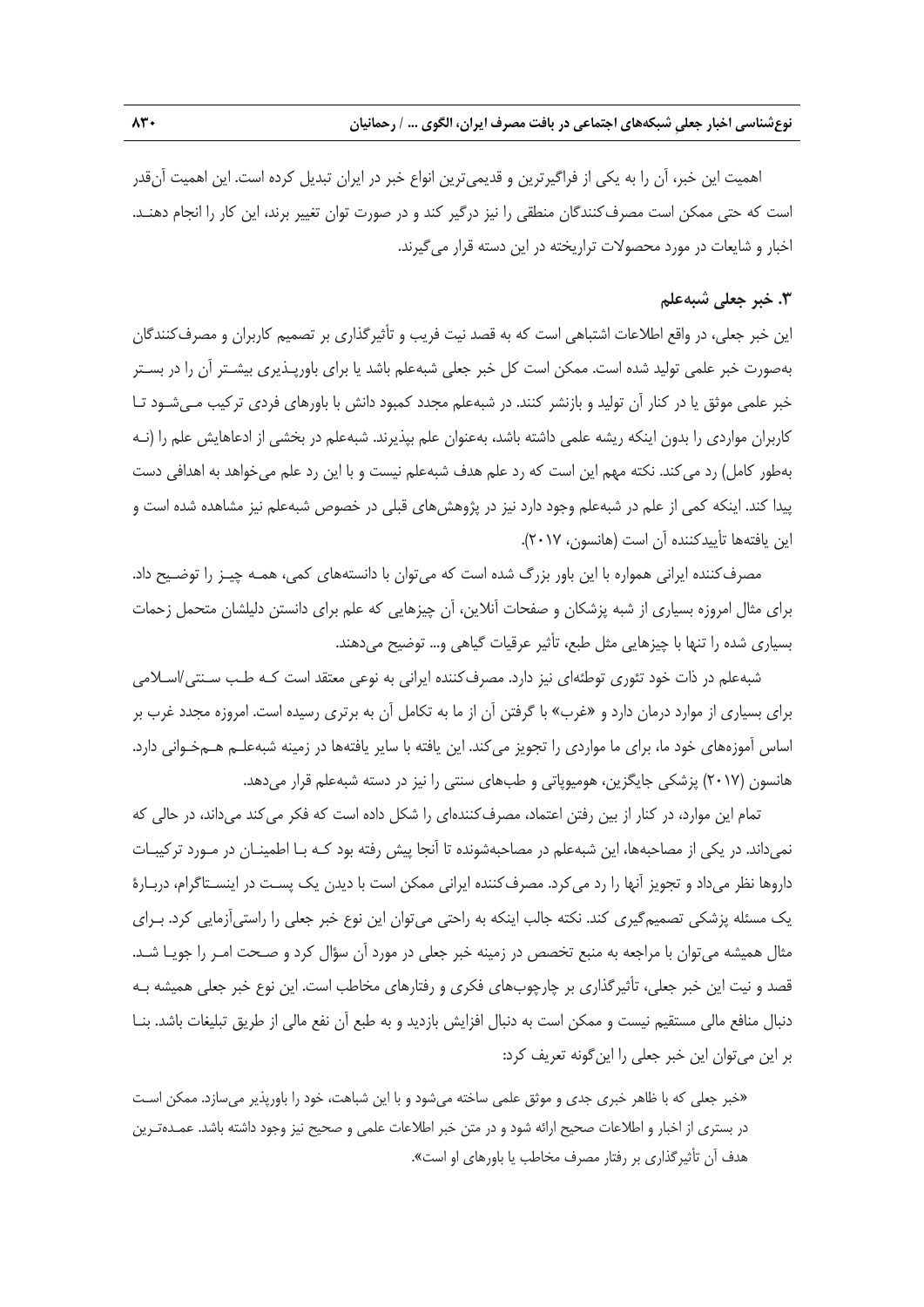اهمیت این خبر، آن را به یکی از فراگیرترین و قدیمی‌ترین انواع خبر در ایران تبدیل کرده است. این اهمیت آن‌قدر است که حتی ممکن است مصرف‌کنندگان منطقی را نیز درگیر کند و در صورت توان تغییر برند، این کار را انجام دهند. اخبار و شایعات در مورد محصولات تراریخته در این دسته قرار می‌گیرند.

### ۳. خبر جعلی شبه‌علم

این خبر جعلی، در واقع اطلاعات اشتباهی است که به قصد نیت فریب و تأثیرگذاری بر تصمیم کاربران و مصرف‌کنندگان به‌صورت خبر علمی تولید شده است. ممکن است کل خبر جعلی شبه‌علم باشد یا برای باورپذیری بیشتر آن را در بستر خبر علمی موثق یا در کنار آن تولید و بازنشر کنند. در شبه‌علم مجدد کمبود دانش با باورهای فردی ترکیب می‌شود تا کاربران مواردی را بدون اینکه ریشه علمی داشته باشد، به‌عنوان علم بپذیرند. شبه‌علم در بخشی از ادعاهایش علم را (نه به‌طور کامل) رد می‌کند. نکته مهم این است که رد علم هدف شبه‌علم نیست و با این رد علم می‌خواهد به اهدافی دست پیدا کند. اینکه کمی از علم در شبه‌علم وجود دارد نیز در پژوهش‌های قبلی در خصوص شبه‌علم نیز مشاهده شده است و این یافته‌ها تأییدکننده آن است (هانسون، ۲۰۱۷).

مصرف‌کننده ایرانی همواره با این باور بزرگ شده است که می‌توان با دانسته‌های کمی، همه چیز را توضیح داد. برای مثال امروزه بسیاری از شبه پزشکان و صفحات آنلاین، آن چیزهایی که علم برای دانستن دلیلشان متحمل زحمات بسیاری شده را تنها با چیزهایی مثل طبع، تأثیر عرقیات گیاهی و... توضیح می‌دهند.

شبه‌علم در ذات خود تئوری توطئه‌ای نیز دارد. مصرف‌کننده ایرانی به نوعی معتقد است که طب سنتی/اسلامی برای بسیاری از موارد درمان دارد و «غرب» با گرفتن آن از ما به تکامل آن به برتری رسیده است. امروزه مجدد غرب بر اساس آموزه‌های خود ما، برای ما مواردی را تجویز می‌کند. این یافته با سایر یافته‌ها در زمینه شبه‌علم هم‌خوانی دارد. هانسون (۲۰۱۷) پزشکی جایگزین، هومیوپاتی و طب‌های سنتی را نیز در دسته شبه‌علم قرار می‌دهد.

تمام این موارد، در کنار از بین رفتن اعتماد، مصرف‌کننده‌ای را شکل داده است که فکر می‌کند می‌داند، در حالی که نمی‌داند. در یکی از مصاحبه‌ها، این شبه‌علم در مصاحبه‌شونده تا آنجا پیش رفته بود که با اطمینان در مورد ترکیبات داروها نظر می‌داد و تجویز آنها را رد می‌کرد. مصرف‌کننده ایرانی ممکن است با دیدن یک پست در اینستاگرام، دربارهٔ یک مسئله پزشکی تصمیم‌گیری کند. نکته جالب اینکه به راحتی می‌توان این نوع خبر جعلی را راستی‌آزمایی کرد. برای مثال همیشه می‌توان با مراجعه به منبع تخصص در زمینه خبر جعلی در مورد آن سؤال کرد و صحت امر را جویا شد. قصد و نیت این خبر جعلی، تأثیرگذاری بر چارچوب‌های فکری و رفتارهای مخاطب است. این نوع خبر جعلی همیشه به دنبال منافع مالی مستقیم نیست و ممکن است به دنبال افزایش بازدید و به طبع آن نفع مالی از طریق تبلیغات باشد. بنا بر این می‌توان این خبر جعلی را این‌گونه تعریف کرد:

> «خبر جعلی که با ظاهر خبری جدی و موثق علمی ساخته می‌شود و با این شباهت، خود را باورپذیر می‌سازد. ممکن است در بستری از اخبار و اطلاعات صحیح ارائه شود و در متن خبر اطلاعات علمی و صحیح نیز وجود داشته باشد. عمده‌ترین هدف آن تأثیرگذاری بر رفتار مصرف مخاطب یا باورهای او است».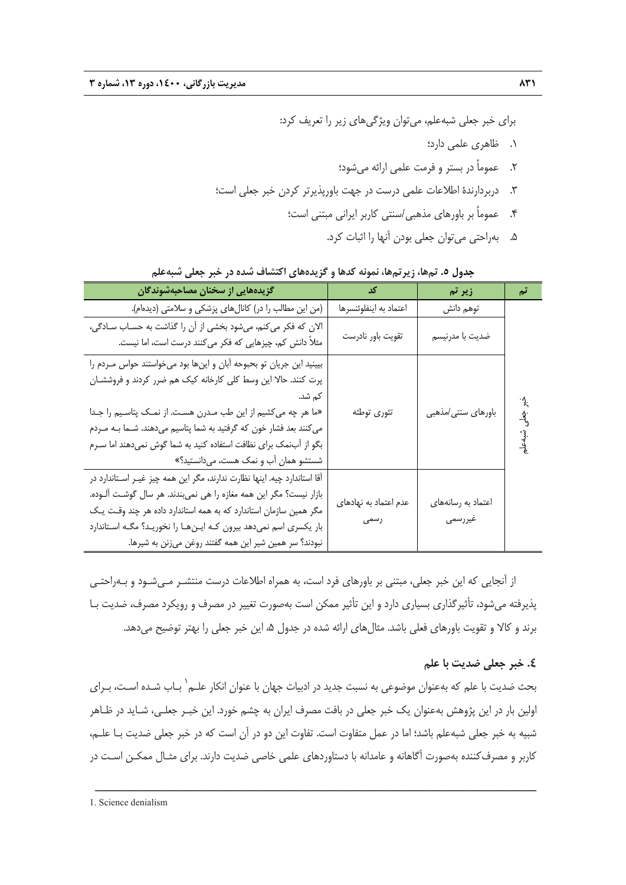برای خبر جعلی شبه‌علم، می‌توان ویژگی‌های زیر را تعریف کرد:

۱. ظاهری علمی دارد؛

۲. عموماً در بستر و فرمت علمی ارائه می‌شود؛

۳. دربردارندهٔ اطلاعات علمی درست در جهت باورپذیرتر کردن خبر جعلی است؛

۴. عموماً بر باورهای مذهبی/سنتی کاربر ایرانی مبتنی است؛

۵. به‌راحتی می‌توان جعلی بودن آنها را اثبات کرد.

**جدول ۵. تم‌ها، زیرتم‌ها، نمونه کدها و گزیده‌های اکتشاف شده در خبر جعلی شبه‌علم**

| تم | زیر تم | کد | گزیده‌هایی از سخنان مصاحبه‌شوندگان |
|---|---|---|---|
| خبر جعلی شبه‌علم | توهم دانش | اعتماد به اینفلوئنسرها | (من این مطالب را در) کانال‌های پزشکی و سلامتی (دیده‌ام). |
| | ضدیت با مدرنیسم | تقویت باور نادرست | الان که فکر می‌کنم، می‌شود بخشی از آن را گذاشت به حساب سادگی، مثلاً دانش کم، چیزهایی که فکر می‌کنند درست است، اما نیست. |
| | باورهای سنتی/مذهبی | تئوری توطئه | ببینید این جریان تو بحبوحه آبان و اینها بود می‌خواستند حواس مردم را پرت کنند. حالا این وسط کلی کارخانه کیک هم ضرر کردند و فروششان کم شد. «ما هر چه می‌کشیم از این طب مدرن هست. از نمک پتاسیم را جدا می‌کنند بعد فشار خون که گرفتید به شما پتاسیم می‌دهند. شما به مردم بگو از آب‌نمک برای نظافت استفاده کنید به شما گوش نمی‌دهند اما سرم شستشو همان آب و نمک هست، می‌دانستید؟» |
| | اعتماد به رسانه‌های غیررسمی | عدم اعتماد به نهادهای رسمی | آقا استاندارد چیه. اینها نظارت ندارند، مگر این همه چیز غیر استاندارد در بازار نیست؟ مگر این همه مغازه را هی نمی‌بندند. هر سال گوشت آلوده. مگر همین سازمان استاندارد که به همه استاندارد داده هر چند وقت یک بار یکسری اسم نمی‌دهد بیرون که این‌ها را نخورید؟ مگه استاندارد نبودند؟ سر همین شیر این همه گفتند روغن می‌زنن به شیرها. |

از آنجایی که این خبر جعلی، مبتنی بر باورهای فرد است، به همراه اطلاعات درست منتشر می‌شود و به‌راحتی پذیرفته می‌شود، تأثیرگذاری بسیاری دارد و این تأثیر ممکن است به‌صورت تغییر در مصرف و رویکرد مصرف، ضدیت با برند و کالا و تقویت باورهای فعلی باشد. مثال‌های ارائه شده در جدول ۵، این خبر جعلی را بهتر توضیح می‌دهد.

## ٤. خبر جعلی ضدیت با علم

بحث ضدیت با علم که به‌عنوان موضوعی به نسبت جدید در ادبیات جهان با عنوان انکار علم[1] باب شده است، برای اولین بار در این پژوهش به‌عنوان یک خبر جعلی در بافت مصرف ایران به چشم خورد. این خبر جعلی، شاید در ظاهر شبیه به خبر جعلی شبه‌علم باشد؛ اما در عمل متفاوت است. تفاوت این دو در آن است که در خبر جعلی ضدیت با علم، کاربر و مصرف‌کننده به‌صورت آگاهانه و عامدانه با دستاوردهای علمی خاصی ضدیت دارند. برای مثال ممکن است در

---

1. Science denialism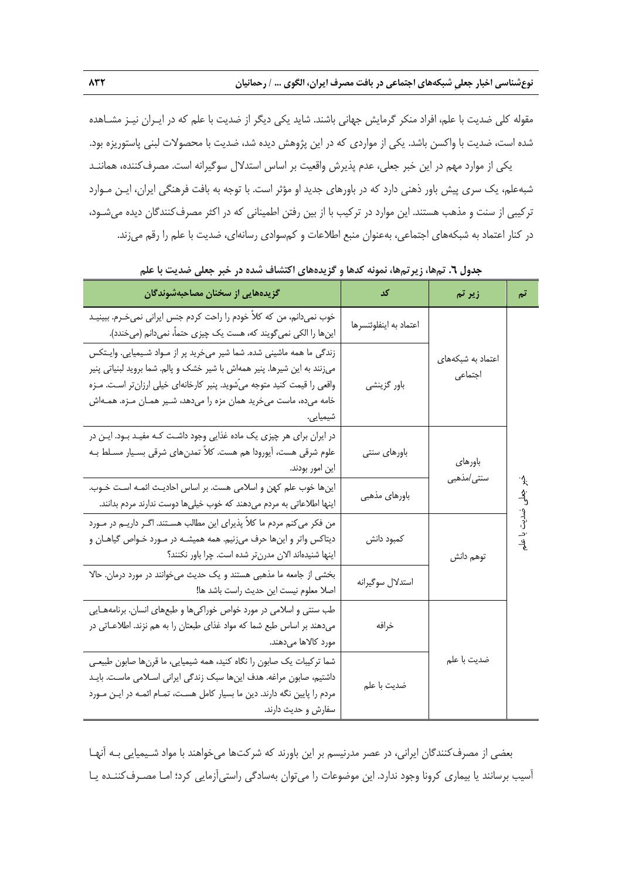مقوله کلی ضدیت با علم، افراد منکر گرمایش جهانی باشند. شاید یکی دیگر از ضدیت با علم که در ایران نیز مشاهده شده است، ضدیت با واکسن باشد. یکی از مواردی که در این پژوهش دیده شد، ضدیت با محصولات لبنی پاستوریزه بود.

یکی از موارد مهم در این خبر جعلی، عدم پذیرش واقعیت بر اساس استدلال سوگیرانه است. مصرف‌کننده، همانند شبه‌علم، یک سری پیش باور ذهنی دارد که در باورهای جدید او مؤثر است. با توجه به بافت فرهنگی ایران، این موارد ترکیبی از سنت و مذهب هستند. این موارد در ترکیب با از بین رفتن اطمینانی که در اکثر مصرف‌کنندگان دیده می‌شود، در کنار اعتماد به شبکه‌های اجتماعی، به‌عنوان منبع اطلاعات و کم‌سوادی رسانه‌ای، ضدیت با علم را رقم می‌زند.

**جدول ٦. تم‌ها، زیرتم‌ها، نمونه کدها و گزیده‌های اکتشاف شده در خبر جعلی ضدیت با علم**

| تم | زیر تم | کد | گزیده‌هایی از سخنان مصاحبه‌شوندگان |
|---|---|---|---|
| خبر جعلی ضدیت با علم | اعتماد به شبکه‌های اجتماعی | اعتماد به اینفلوئنسرها | خوب نمی‌دانم، من که کلاً خودم را راحت کردم جنس ایرانی نمی‌خرم. ببینید این‌ها را الکی نمی‌گویند که، هست یک چیزی حتماً، نمی‌دانم (می‌خندد). |
| | | باور گزینشی | زندگی ما همه ماشینی شده. شما شیر می‌خرید پر از مواد شیمیایی. وایتکس می‌زنند به این شیرها. پنیر همه‌اش با شیر خشک و پالم. شما بروید لبنیاتی پنیر واقعی را قیمت کنید متوجه می‌شوید. پنیر کارخانه‌ای خیلی ارزان‌تر است. مزه خامه می‌ده، ماست می‌خرید همان مزه را می‌دهد، شیر همان مزه. همه‌اش شیمیایی. |
| | باورهای سنتی/مذهبی | باورهای سنتی | در ایران برای هر چیزی یک ماده غذایی وجود داشت که مفید بود. این در علوم شرقی هست، آیورودا هم هست. کلاً تمدن‌های شرقی بسیار مسلط به این امور بودند. |
| | | باورهای مذهبی | این‌ها خوب علم کهن و اسلامی هست. بر اساس احادیث ائمه است خوب. اینها اطلاعاتی به مردم می‌دهند که خوب خیلی‌ها دوست ندارند مردم بدانند. |
| | توهم دانش | کمبود دانش | من فکر می‌کنم مردم ما کلاً پذیرای این مطالب هستند. اگر داریم در مورد دیتاکس واتر و این‌ها حرف می‌زنیم. همه همیشه در مورد خواص گیاهان و اینها شنیده‌اند الان مدرن‌تر شده است. چرا باور نکنند؟ |
| | | استدلال سوگیرانه | بخشی از جامعه ما مذهبی هستند و یک حدیث می‌خوانند در مورد درمان. حالا اصلا معلوم نیست این حدیث راست باشد ها! |
| | ضدیت با علم | خرافه | طب سنتی و اسلامی در مورد خواص خوراکی‌ها و طبع‌های انسان. برنامه‌هایی می‌دهند بر اساس طبع شما که مواد غذای طبعتان را به هم نزند. اطلاعاتی در مورد کالاها می‌دهند. |
| | | ضدیت با علم | شما ترکیبات یک صابون را نگاه کنید، همه شیمیایی، ما قرن‌ها صابون طبیعی داشتیم، صابون مراغه. هدف این‌ها سبک زندگی ایرانی اسلامی ماست. باید مردم را پایین نگه دارند. دین ما بسیار کامل هست، تمام ائمه در این مورد سفارش و حدیث دارند. |

بعضی از مصرف‌کنندگان ایرانی، در عصر مدرنیسم بر این باورند که شرکت‌ها می‌خواهند با مواد شیمیایی به آنها آسیب برسانند یا بیماری کرونا وجود ندارد. این موضوعات را می‌توان به‌سادگی راستی‌آزمایی کرد؛ اما مصرف‌کننده یا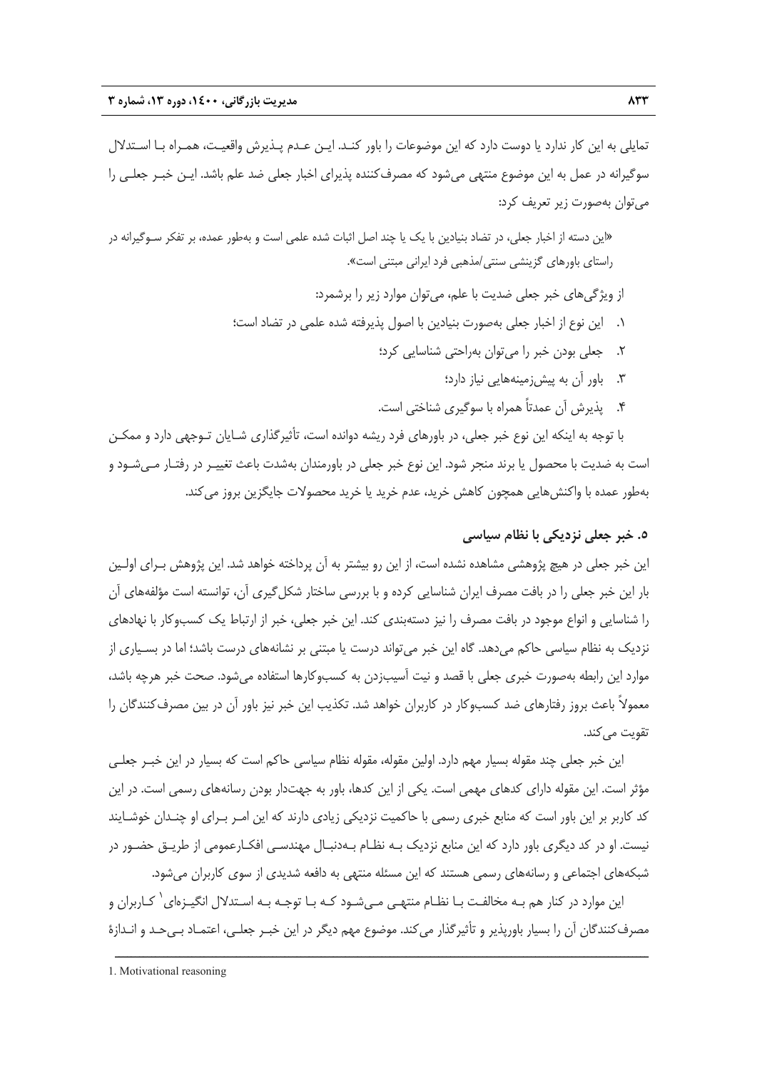تمایلی به این کار ندارد یا دوست دارد که این موضوعات را باور کند. این عدم پذیرش واقعیت، همراه با استدلال سوگیرانه در عمل به این موضوع منتهی می‌شود که مصرف‌کننده پذیرای اخبار جعلی ضد علم باشد. این خبر جعلی را می‌توان به‌صورت زیر تعریف کرد:

«این دسته از اخبار جعلی، در تضاد بنیادین با یک یا چند اصل اثبات شده علمی است و به‌طور عمده، بر تفکر سوگیرانه در راستای باورهای گزینشی سنتی/مذهبی فرد ایرانی مبتنی است».

از ویژگی‌های خبر جعلی ضدیت با علم، می‌توان موارد زیر را برشمرد:

۱. این نوع از اخبار جعلی به‌صورت بنیادین با اصول پذیرفته شده علمی در تضاد است؛

۲. جعلی بودن خبر را می‌توان به‌راحتی شناسایی کرد؛

۳. باور آن به پیش‌زمینه‌هایی نیاز دارد؛

۴. پذیرش آن عمدتاً همراه با سوگیری شناختی است.

با توجه به اینکه این نوع خبر جعلی، در باورهای فرد ریشه دوانده است، تأثیرگذاری شایان توجهی دارد و ممکن است به ضدیت با محصول یا برند منجر شود. این نوع خبر جعلی در باورمندان به‌شدت باعث تغییر در رفتار می‌شود و به‌طور عمده با واکنش‌هایی همچون کاهش خرید، عدم خرید یا خرید محصولات جایگزین بروز می‌کند.

## ۵. خبر جعلی نزدیکی با نظام سیاسی

این خبر جعلی در هیچ پژوهشی مشاهده نشده است، از این رو بیشتر به آن پرداخته خواهد شد. این پژوهش برای اولین بار این خبر جعلی را در بافت مصرف ایران شناسایی کرده و با بررسی ساختار شکل‌گیری آن، توانسته است مؤلفه‌های آن را شناسایی و انواع موجود در بافت مصرف را نیز دسته‌بندی کند. این خبر جعلی، خبر از ارتباط یک کسب‌وکار با نهادهای نزدیک به نظام سیاسی حاکم می‌دهد. گاه این خبر می‌تواند درست یا مبتنی بر نشانه‌های درست باشد؛ اما در بسیاری از موارد این رابطه به‌صورت خبری جعلی با قصد و نیت آسیب‌زدن به کسب‌وکارها استفاده می‌شود. صحت خبر هرچه باشد، معمولاً باعث بروز رفتارهای ضد کسب‌وکار در کاربران خواهد شد. تکذیب این خبر نیز باور آن در بین مصرف‌کنندگان را تقویت می‌کند.

این خبر جعلی چند مقوله بسیار مهم دارد. اولین مقوله، مقوله نظام سیاسی حاکم است که بسیار در این خبر جعلی مؤثر است. این مقوله دارای کدهای مهمی است. یکی از این کدها، باور به جهت‌دار بودن رسانه‌های رسمی است. در این کد کاربر بر این باور است که منابع خبری رسمی با حاکمیت نزدیکی زیادی دارند که این امر برای او چندان خوشایند نیست. او در کد دیگری باور دارد که این منابع نزدیک به نظام به‌دنبال مهندسی افکارعمومی از طریق حضور در شبکه‌های اجتماعی و رسانه‌های رسمی هستند که این مسئله منتهی به دافعه شدیدی از سوی کاربران می‌شود.

این موارد در کنار هم به مخالفت با نظام منتهی می‌شود که با توجه به استدلال انگیزه‌ای[1] کاربران و مصرف‌کنندگان آن را بسیار باورپذیر و تأثیرگذار می‌کند. موضوع مهم دیگر در این خبر جعلی، اعتماد بی‌حد و اندازهٔ

---

1. Motivational reasoning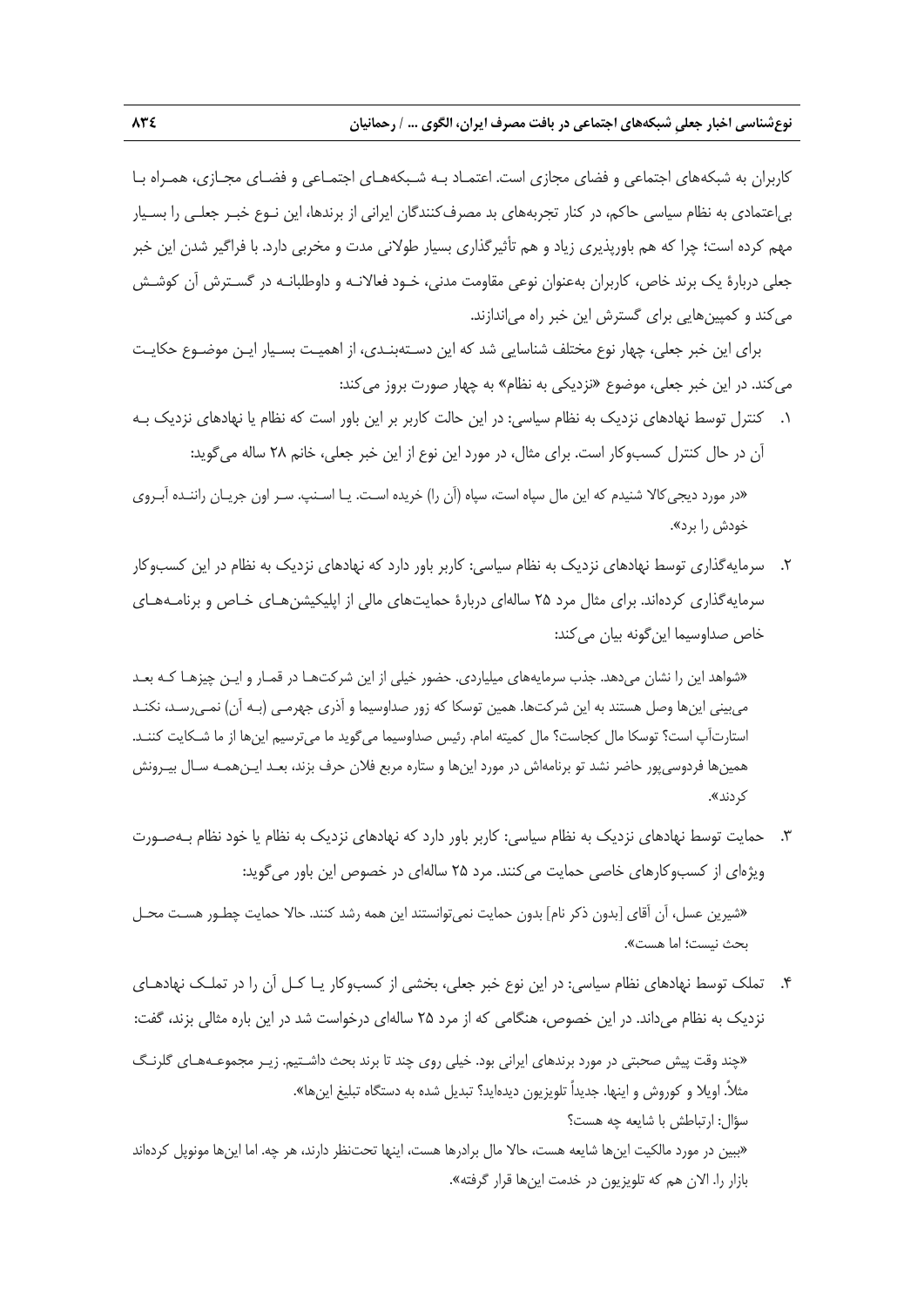کاربران به شبکه‌های اجتماعی و فضای مجازی است. اعتماد به شبکه‌های اجتماعی و فضای مجازی، همراه با بی‌اعتمادی به نظام سیاسی حاکم، در کنار تجربه‌های بد مصرف‌کنندگان ایرانی از برندها، این نوع خبر جعلی را بسیار مهم کرده است؛ چرا که هم باورپذیری زیاد و هم تأثیرگذاری بسیار طولانی مدت و مخربی دارد. با فراگیر شدن این خبر جعلی دربارهٔ یک برند خاص، کاربران به‌عنوان نوعی مقاومت مدنی، خود فعالانه و داوطلبانه در گسترش آن کوشش می‌کند و کمپین‌هایی برای گسترش این خبر راه می‌اندازند.

برای این خبر جعلی، چهار نوع مختلف شناسایی شد که این دسته‌بندی، از اهمیت بسیار این موضوع حکایت می‌کند. در این خبر جعلی، موضوع «نزدیکی به نظام» به چهار صورت بروز می‌کند:

۱. کنترل توسط نهادهای نزدیک به نظام سیاسی: در این حالت کاربر بر این باور است که نظام یا نهادهای نزدیک به آن در حال کنترل کسب‌وکار است. برای مثال، در مورد این نوع از این خبر جعلی، خانم ۲۸ ساله می‌گوید:

«در مورد دیجی‌کالا شنیدم که این مال سپاه است، سپاه (آن را) خریده است. یا اسنپ. سر اون جریان راننده آبروی خودش را برد».

۲. سرمایه‌گذاری توسط نهادهای نزدیک به نظام سیاسی: کاربر باور دارد که نهادهای نزدیک به نظام در این کسب‌وکار سرمایه‌گذاری کرده‌اند. برای مثال مرد ۲۵ ساله‌ای دربارهٔ حمایت‌های مالی از اپلیکیشن‌های خاص و برنامه‌های خاص صداوسیما این‌گونه بیان می‌کند:

«شواهد این را نشان می‌دهد. جذب سرمایه‌های میلیاردی. حضور خیلی از این شرکت‌ها در قمار و این چیزها که بعد می‌بینی این‌ها وصل هستند به این شرکت‌ها. همین توسکا که زور صداوسیما و آذری جهرمی (به آن) نمی‌رسد، نکند استارت‌آپ است؟ توسکا مال کجاست؟ مال کمیته امام. رئیس صداوسیما می‌گوید ما می‌ترسیم این‌ها از ما شکایت کنند. همین‌ها فردوسی‌پور حاضر نشد تو برنامه‌اش در مورد این‌ها و ستاره مربع فلان حرف بزند، بعد این‌همه سال بیرونش کردند».

۳. حمایت توسط نهادهای نزدیک به نظام سیاسی: کاربر باور دارد که نهادهای نزدیک به نظام یا خود نظام به‌صورت ویژه‌ای از کسب‌وکارهای خاصی حمایت می‌کنند. مرد ۲۵ ساله‌ای در خصوص این باور می‌گوید:

«شیرین عسل، آن آقای [بدون ذکر نام] بدون حمایت نمی‌توانستند این همه رشد کنند. حالا حمایت چطور هست محل بحث نیست؛ اما هست».

۴. تملک توسط نهادهای نظام سیاسی: در این نوع خبر جعلی، بخشی از کسب‌وکار یا کل آن را در تملک نهادهای نزدیک به نظام می‌داند. در این خصوص، هنگامی که از مرد ۲۵ ساله‌ای درخواست شد در این باره مثالی بزند، گفت:

«چند وقت پیش صحبتی در مورد برندهای ایرانی بود. خیلی روی چند تا برند بحث داشتیم. زیر مجموعه‌های گلرنگ مثلاً. اویلا و کوروش و اینها. جدیداً تلویزیون دیده‌اید؟ تبدیل شده به دستگاه تبلیغ این‌ها».

سؤال: ارتباطش با شایعه چه هست؟

«ببین در مورد مالکیت این‌ها شایعه هست، حالا مال برادرها هست، اینها تحت‌نظر دارند، هر چه. اما این‌ها مونوپل کرده‌اند بازار را. الان هم که تلویزیون در خدمت این‌ها قرار گرفته».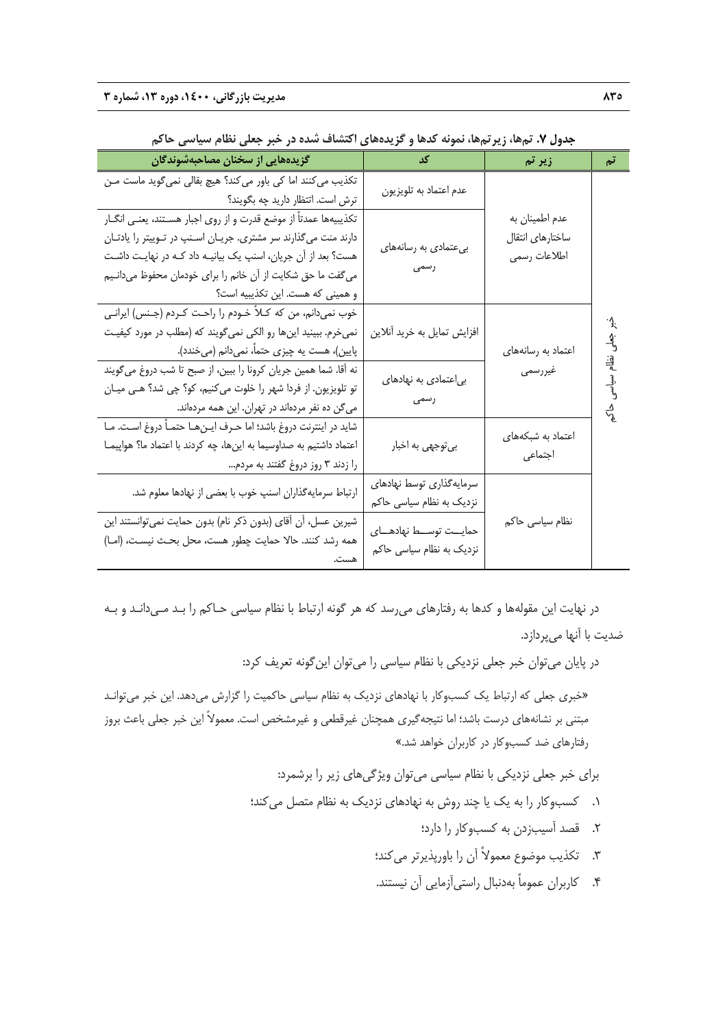**جدول ۷. تم‌ها، زیرتم‌ها، نمونه کدها و گزیده‌های اکتشاف شده در خبر جعلی نظام سیاسی حاکم**

| تم | زیر تم | کد | گزیده‌هایی از سخنان مصاحبه‌شوندگان |
|---|---|---|---|
| خبر جعلی نظام سیاسی حاکم | عدم اطمینان به ساختارهای انتقال اطلاعات رسمی | عدم اعتماد به تلویزیون | تکذیب می‌کنند اما کی باور می‌کند؟ هیچ بقالی نمی‌گوید ماست من ترش است. انتظار دارید چه بگویند؟ |
| | | بی‌عتمادی به رسانه‌های رسمی | تکذیبیه‌ها عمدتاً از موضع قدرت و از روی اجبار هستند، یعنی انگار دارند منت می‌گذارند سر مشتری. جریان اسنپ در توییتر را یادتان هست؟ بعد از آن جریان، اسنپ یک بیانیه داد که در نهایت داشت می‌گفت ما حق شکایت از آن خانم را برای خودمان محفوظ می‌دانیم و همینی که هست. این تکذیبیه است؟ |
| | اعتماد به رسانه‌های غیررسمی | افزایش تمایل به خرید آنلاین | خوب نمی‌دانم، من که کلاً خودم را راحت کردم (جنس) ایرانی نمی‌خرم. ببینید این‌ها رو الکی نمی‌گویند که (مطلب در مورد کیفیت پایین)، هست یه چیزی حتماً، نمی‌دانم (می‌خندد). |
| | | بی‌اعتمادی به نهادهای رسمی | نه آقا. شما همین جریان کرونا را ببین، از صبح تا شب دروغ می‌گویند تو تلویزیون. از فردا شهر را خلوت می‌کنیم، کو؟ چی شد؟ هی میان می‌گن ده نفر مرده‌اند در تهران. این همه مرده‌اند. |
| | اعتماد به شبکه‌های اجتماعی | بی‌توجهی به اخبار | شاید در اینترنت دروغ باشد؛ اما حرف این‌ها حتماً دروغ است. ما اعتماد داشتیم به صداوسیما به این‌ها، چه کردند با اعتماد ما؟ هواپیما را زدند ۳ روز دروغ گفتند به مردم... |
| | نظام سیاسی حاکم | سرمایه‌گذاری توسط نهادهای نزدیک به نظام سیاسی حاکم | ارتباط سرمایه‌گذاران اسنپ خوب با بعضی از نهادها معلوم شد. |
| | | حمایت توسط نهادهای نزدیک به نظام سیاسی حاکم | شیرین عسل، آن آقای (بدون ذکر نام) بدون حمایت نمی‌توانستند این همه رشد کنند. حالا حمایت چطور هست، محل بحث نیست، (اما) هست. |

در نهایت این مقوله‌ها و کدها به رفتارهای می‌رسد که هر گونه ارتباط با نظام سیاسی حاکم را بد می‌داند و به ضدیت با آنها می‌پردازد.

در پایان می‌توان خبر جعلی نزدیکی با نظام سیاسی را می‌توان این‌گونه تعریف کرد:

«خبری جعلی که ارتباط یک کسب‌وکار با نهادهای نزدیک به نظام سیاسی حاکمیت را گزارش می‌دهد. این خبر می‌تواند مبتنی بر نشانه‌های درست باشد؛ اما نتیجه‌گیری همچنان غیرقطعی و غیرمشخص است. معمولاً این خبر جعلی باعث بروز رفتارهای ضد کسب‌وکار در کاربران خواهد شد.»

برای خبر جعلی نزدیکی با نظام سیاسی می‌توان ویژگی‌های زیر را برشمرد:

۱. کسب‌وکار را به یک یا چند روش به نهادهای نزدیک به نظام متصل می‌کند؛

۲. قصد آسیب‌زدن به کسب‌وکار را دارد؛

۳. تکذیب موضوع معمولاً آن را باورپذیرتر می‌کند؛

۴. کاربران عموماً به‌دنبال راستی‌آزمایی آن نیستند.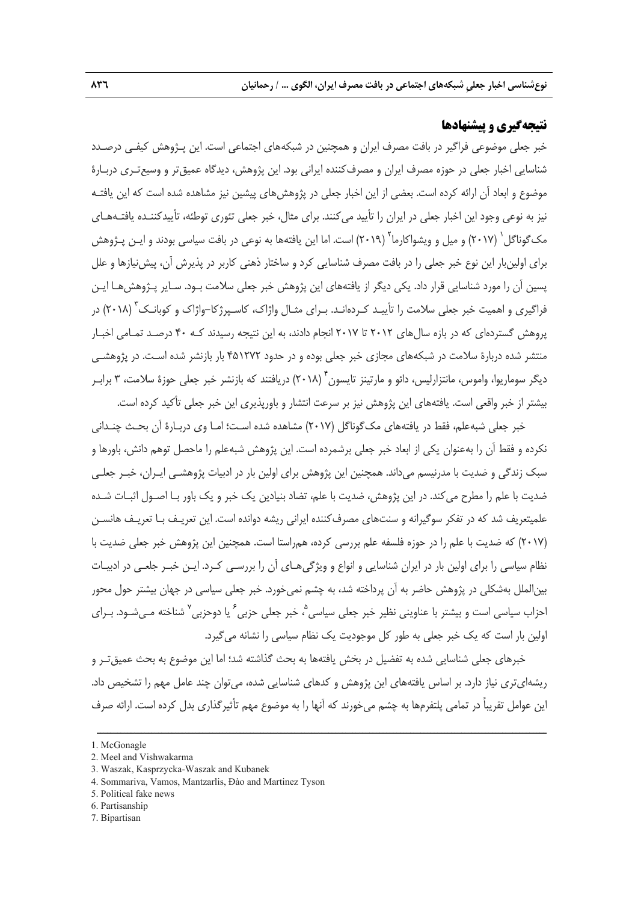## نتیجه‌گیری و پیشنهادها

خبر جعلی موضوعی فراگیر در بافت مصرف ایران و همچنین در شبکه‌های اجتماعی است. این پـژوهش کیفـی درصـدد شناسایی اخبار جعلی در حوزه مصرف ایران و مصرف‌کننده ایرانی بود. این پژوهش، دیدگاه عمیق‌تر و وسیع‌تـری دربـارۀ موضوع و ابعاد آن ارائه کرده است. بعضی از این اخبار جعلی در پژوهش‌های پیشین نیز مشاهده شده است که این یافتـه نیز به نوعی وجود این اخبار جعلی در ایران را تأیید می‌کنند. برای مثال، خبر جعلی تئوری توطئه، تأییدکننـده یافتـه‌هـای مک‌گوناگل[1] (۲۰۱۷) و میل و ویشواکارما[2] (۲۰۱۹) است. اما این یافته‌ها به نوعی در بافت سیاسی بودند و ایـن پـژوهش برای اولین‌بار این نوع خبر جعلی را در بافت مصرف شناسایی کرد و ساختار ذهنی کاربر در پذیرش آن، پیش‌نیازها و علل پسین آن را مورد شناسایی قرار داد. یکی دیگر از یافته‌های این پژوهش خبر جعلی سلامت بـود. سـایر پـژوهش‌هـا ایـن فراگیری و اهمیت خبر جعلی سلامت را تأییـد کـرده‌انـد. بـرای مثـال واژاک، کاسـپرژکا–واژاک و کوبانـک[3] (۲۰۱۸) در پروهش گسترده‌ای که در بازه سال‌های ۲۰۱۲ تا ۲۰۱۷ انجام دادند، به این نتیجه رسیدند کـه ۴۰ درصـد تمـامی اخبـار منتشر شده دربارۀ سلامت در شبکه‌های مجازی خبر جعلی بوده و در حدود ۴۵۱۲۷۲ بار بازنشر شده اسـت. در پژوهشـی دیگر سوماریوا، واموس، مانتزارلیس، دائو و مارتینز تایسون[4] (۲۰۱۸) دریافتند که بازنشر خبر جعلی حوزۀ سلامت، ۳ برابـر بیشتر از خبر واقعی است. یافته‌های این پژوهش نیز بر سرعت انتشار و باورپذیری این خبر جعلی تأکید کرده است.

خبر جعلی شبه‌علم، فقط در یافته‌های مک‌گوناگل (۲۰۱۷) مشاهده شده اسـت؛ امـا وی دربـارۀ آن بحـث چنـدانی نکرده و فقط آن را به‌عنوان یکی از ابعاد خبر جعلی برشمرده است. این پژوهش شبه‌علم را ماحصل توهم دانش، باورها و سبک زندگی و ضدیت با مدرنیسم می‌داند. همچنین این پژوهش برای اولین بار در ادبیات پژوهشـی ایـران، خبـر جعلـی ضدیت با علم را مطرح می‌کند. در این پژوهش، ضدیت با علم، تضاد بنیادین یک خبر و یک باور بـا اصـول اثبـات شـده علمیتعریف شد که در تفکر سوگیرانه و سنت‌های مصرف‌کننده ایرانی ریشه دوانده است. این تعریـف بـا تعریـف هانسـن (۲۰۱۷) که ضدیت با علم را در حوزه فلسفه علم بررسی کرده، هم‌راستا است. همچنین این پژوهش خبر جعلی ضدیت با نظام سیاسی را برای اولین بار در ایران شناسایی و انواع و ویژگی‌هـای آن را بررسـی کـرد. ایـن خبـر جلعـی در ادبیـات بین‌الملل به‌شکلی در پژوهش حاضر به آن پرداخته شد، به چشم نمی‌خورد. خبر جعلی سیاسی در جهان بیشتر حول محور احزاب سیاسی است و بیشتر با عناوینی نظیر خبر جعلی سیاسی[5]، خبر جعلی حزبی[6] یا دوحزبی[7] شناخته مـی‌شـود. بـرای اولین بار است که یک خبر جعلی به طور کل موجودیت یک نظام سیاسی را نشانه می‌گیرد.

خبرهای جعلی شناسایی شده به تفضیل در بخش یافته‌ها به بحث گذاشته شد؛ اما این موضوع به بحث عمیق‌تـر و ریشه‌ای‌تری نیاز دارد. بر اساس یافته‌های این پژوهش و کدهای شناسایی شده، می‌توان چند عامل مهم را تشخیص داد. این عوامل تقریباً در تمامی پلتفرم‌ها به چشم می‌خورند که آنها را به موضوع مهم تأثیرگذاری بدل کرده است. ارائه صرف

---

1. McGonagle
2. Meel and Vishwakarma
3. Waszak, Kasprzycka-Waszak and Kubanek
4. Sommariva, Vamos, Mantzarlis, Đào and Martinez Tyson
5. Political fake news
6. Partisanship
7. Bipartisan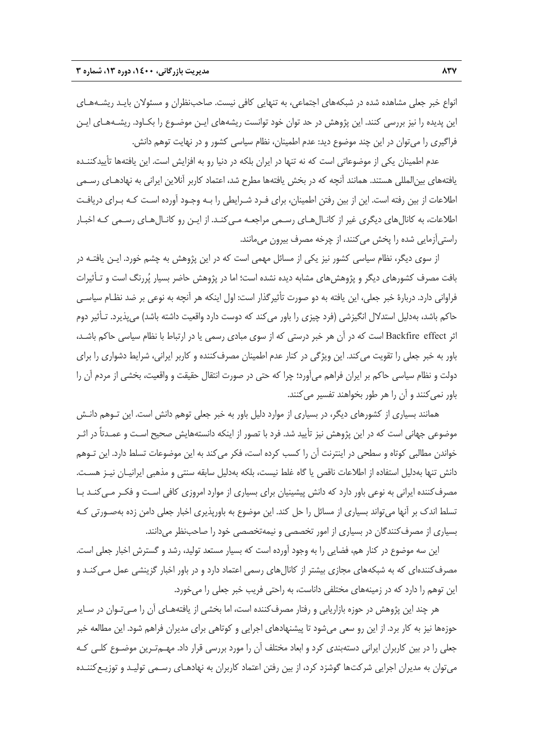انواع خبر جعلی مشاهده شده در شبکه‌های اجتماعی، به تنهایی کافی نیست. صاحب‌نظران و مسئولان باید ریشه‌های این پدیده را نیز بررسی کنند. این پژوهش در حد توان خود توانست ریشه‌های این موضوع را بکاود. ریشه‌های این فراگیری را می‌توان در این چند موضوع دید: عدم اطمینان، نظام سیاسی کشور و در نهایت توهم دانش.

عدم اطمینان یکی از موضوعاتی است که نه تنها در ایران بلکه در دنیا رو به افزایش است. این یافته‌ها تأییدکننده یافته‌های بین‌المللی هستند. همانند آنچه که در بخش یافته‌ها مطرح شد، اعتماد کاربر آنلاین ایرانی به نهادهای رسمی اطلاعات از بین رفته است. این از بین رفتن اطمینان، برای فرد شرایطی را به وجود آورده است که برای دریافت اطلاعات، به کانال‌های دیگری غیر از کانال‌های رسمی مراجعه می‌کند. از این رو کانال‌های رسمی که اخبار راستی‌آزمایی شده را پخش می‌کنند، از چرخه مصرف بیرون می‌مانند.

از سوی دیگر، نظام سیاسی کشور نیز یکی از مسائل مهمی است که در این پژوهش به چشم خورد. این یافته در بافت مصرف کشورهای دیگر و پژوهش‌های مشابه دیده نشده است؛ اما در پژوهش حاضر بسیار پُررنگ است و تأثیرات فراوانی دارد. دربارهٔ خبر جعلی، این یافته به دو صورت تأثیرگذار است: اول اینکه هر آنچه به نوعی بر ضد نظام سیاسی حاکم باشد، به‌دلیل استدلال انگیزشی (فرد چیزی را باور می‌کند که دوست دارد واقعیت داشته باشد) می‌پذیرد. تأثیر دوم اثر Backfire effect است که در آن هر خبر درستی که از سوی مبادی رسمی یا در ارتباط با نظام سیاسی حاکم باشد، باور به خبر جعلی را تقویت می‌کند. این ویژگی در کنار عدم اطمینان مصرف‌کننده و کاربر ایرانی، شرایط دشواری را برای دولت و نظام سیاسی حاکم بر ایران فراهم می‌آورد؛ چرا که حتی در صورت انتقال حقیقت و واقعیت، بخشی از مردم آن را باور نمی‌کنند و آن را هر طور بخواهند تفسیر می‌کنند.

همانند بسیاری از کشورهای دیگر، در بسیاری از موارد دلیل باور به خبر جعلی توهم دانش است. این توهم دانش موضوعی جهانی است که در این پژوهش نیز تأیید شد. فرد با تصور از اینکه دانسته‌هایش صحیح است و عمدتاً در اثر خواندن مطالبی کوتاه و سطحی در اینترنت آن را کسب کرده است، فکر می‌کند به این موضوعات تسلط دارد. این توهم دانش تنها به‌دلیل استفاده از اطلاعات ناقص یا گاه غلط نیست، بلکه به‌دلیل سابقه سنتی و مذهبی ایرانیان نیز هست. مصرف‌کننده ایرانی به نوعی باور دارد که دانش پیشینیان برای بسیاری از موارد امروزی کافی است و فکر می‌کند با تسلط اندک بر آنها می‌تواند بسیاری از مسائل را حل کند. این موضوع به باورپذیری اخبار جعلی دامن زده به‌صورتی که بسیاری از مصرف‌کنندگان در بسیاری از امور تخصصی و نیمه‌تخصصی خود را صاحب‌نظر می‌دانند.

این سه موضوع در کنار هم، فضایی را به وجود آورده است که بسیار مستعد تولید، رشد و گسترش اخبار جعلی است. مصرف‌کننده‌ای که به شبکه‌های مجازی بیشتر از کانال‌های رسمی اعتماد دارد و در باور اخبار گزینشی عمل می‌کند و این توهم را دارد که در زمینه‌های مختلفی داناست، به راحتی فریب خبر جعلی را می‌خورد.

هر چند این پژوهش در حوزه بازاریابی و رفتار مصرف‌کننده است، اما بخشی از یافته‌های آن را می‌توان در سایر حوزه‌ها نیز به کار برد. از این رو سعی می‌شود تا پیشنهادهای اجرایی و کوتاهی برای مدیران فراهم شود. این مطالعه خبر جعلی را در بین کاربران ایرانی دسته‌بندی کرد و ابعاد مختلف آن را مورد بررسی قرار داد. مهم‌ترین موضوع کلی که می‌توان به مدیران اجرایی شرکت‌ها گوشزد کرد، از بین رفتن اعتماد کاربران به نهادهای رسمی تولید و توزیع‌کننده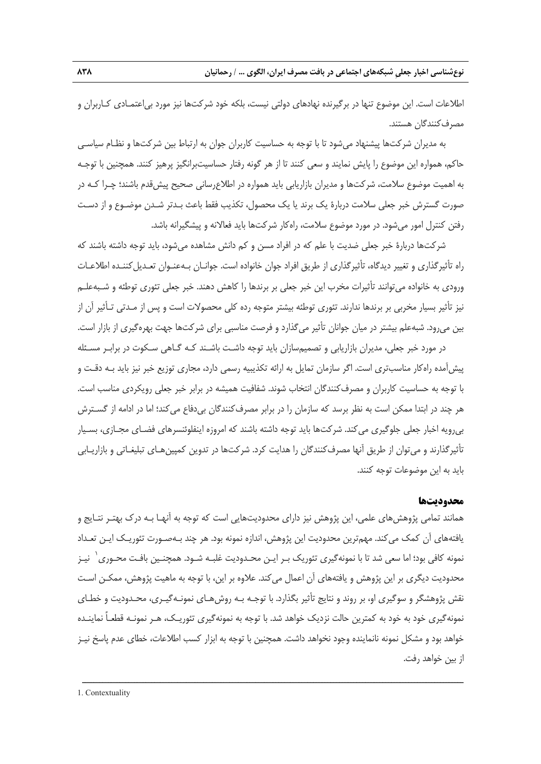اطلاعات است. این موضوع تنها در برگیرنده نهادهای دولتی نیست، بلکه خود شرکت‌ها نیز مورد بی‌اعتمادی کاربران و مصرف‌کنندگان هستند.

به مدیران شرکت‌ها پیشنهاد می‌شود تا با توجه به حساسیت کاربران جوان به ارتباط بین شرکت‌ها و نظام سیاسی حاکم، همواره این موضوع را پایش نمایند و سعی کنند تا از هر گونه رفتار حساسیت‌برانگیز پرهیز کنند. همچنین با توجه به اهمیت موضوع سلامت، شرکت‌ها و مدیران بازاریابی باید همواره در اطلاع‌رسانی صحیح پیش‌قدم باشند؛ چرا که در صورت گسترش خبر جعلی سلامت دربارهٔ یک برند یا یک محصول، تکذیب فقط باعث بدتر شدن موضوع و از دست رفتن کنترل امور می‌شود. در مورد موضوع سلامت، راه‌کار شرکت‌ها باید فعالانه و پیشگیرانه باشد.

شرکت‌ها دربارهٔ خبر جعلی ضدیت با علم که در افراد مسن و کم دانش مشاهده می‌شود، باید توجه داشته باشند که راه تأثیرگذاری و تغییر دیدگاه، تأثیرگذاری از طریق افراد جوان خانواده است. جوانان به‌عنوان تعدیل‌کننده اطلاعات ورودی به خانواده می‌توانند تأثیرات مخرب این خبر جعلی بر برندها را کاهش دهند. خبر جعلی تئوری توطئه و شبه‌علم نیز تأثیر بسیار مخربی بر برندها ندارند. تئوری توطئه بیشتر متوجه رده کلی محصولات است و پس از مدتی تأثیر آن از بین می‌رود. شبه‌علم بیشتر در میان جوانان تأثیر می‌گذارد و فرصت مناسبی برای شرکت‌ها جهت بهره‌گیری از بازار است.

در مورد خبر جعلی، مدیران بازاریابی و تصمیم‌سازان باید توجه داشتند که گاهی سکوت در برابر مسئله پیش‌آمده راه‌کار مناسب‌تری است. اگر سازمان تمایل به ارائه تکذیبیه رسمی دارد، مجاری توزیع خبر نیز باید به دقت و با توجه به حساسیت کاربران و مصرف‌کنندگان انتخاب شوند. شفافیت همیشه در برابر خبر جعلی رویکردی مناسب است. هر چند در ابتدا ممکن است به نظر برسد که سازمان را در برابر مصرف‌کنندگان بی‌دفاع می‌کند؛ اما در ادامه از گسترش بی‌رویه اخبار جعلی جلوگیری می‌کند. شرکت‌ها باید توجه داشته باشند که امروزه اینفلوئنسرهای فضای مجازی، بسیار تأثیرگذارند و می‌توان از طریق آنها مصرف‌کنندگان را هدایت کرد. شرکت‌ها در تدوین کمپین‌های تبلیغاتی و بازاریابی باید به این موضوعات توجه کنند.

## محدودیت‌ها

همانند تمامی پژوهش‌های علمی، این پژوهش نیز دارای محدودیت‌هایی است که توجه به آنها به درک بهتر نتایج و یافته‌های آن کمک می‌کند. مهم‌ترین محدودیت این پژوهش، اندازه نمونه بود. هر چند به‌صورت تئوریک این تعداد نمونه کافی بود؛ اما سعی شد تا با نمونه‌گیری تئوریک بر این محدودیت غلبه شود. همچنین بافت محوری[1] نیز محدودیت دیگری بر این پژوهش و یافته‌های آن اعمال می‌کند. علاوه بر این، با توجه به ماهیت پژوهش، ممکن است نقش پژوهشگر و سوگیری او، بر روند و نتایج تأثیر بگذارد. با توجه به روش‌های نمونه‌گیری، محدودیت و خطای نمونه‌گیری خود به خود به کمترین حالت نزدیک خواهد شد. با توجه به نمونه‌گیری تئوریک، هر نمونه قطعاً نماینده خواهد بود و مشکل نمونه نانماینده وجود نخواهد داشت. همچنین با توجه به ابزار کسب اطلاعات، خطای عدم پاسخ نیز از بین خواهد رفت.

---

1. Contextuality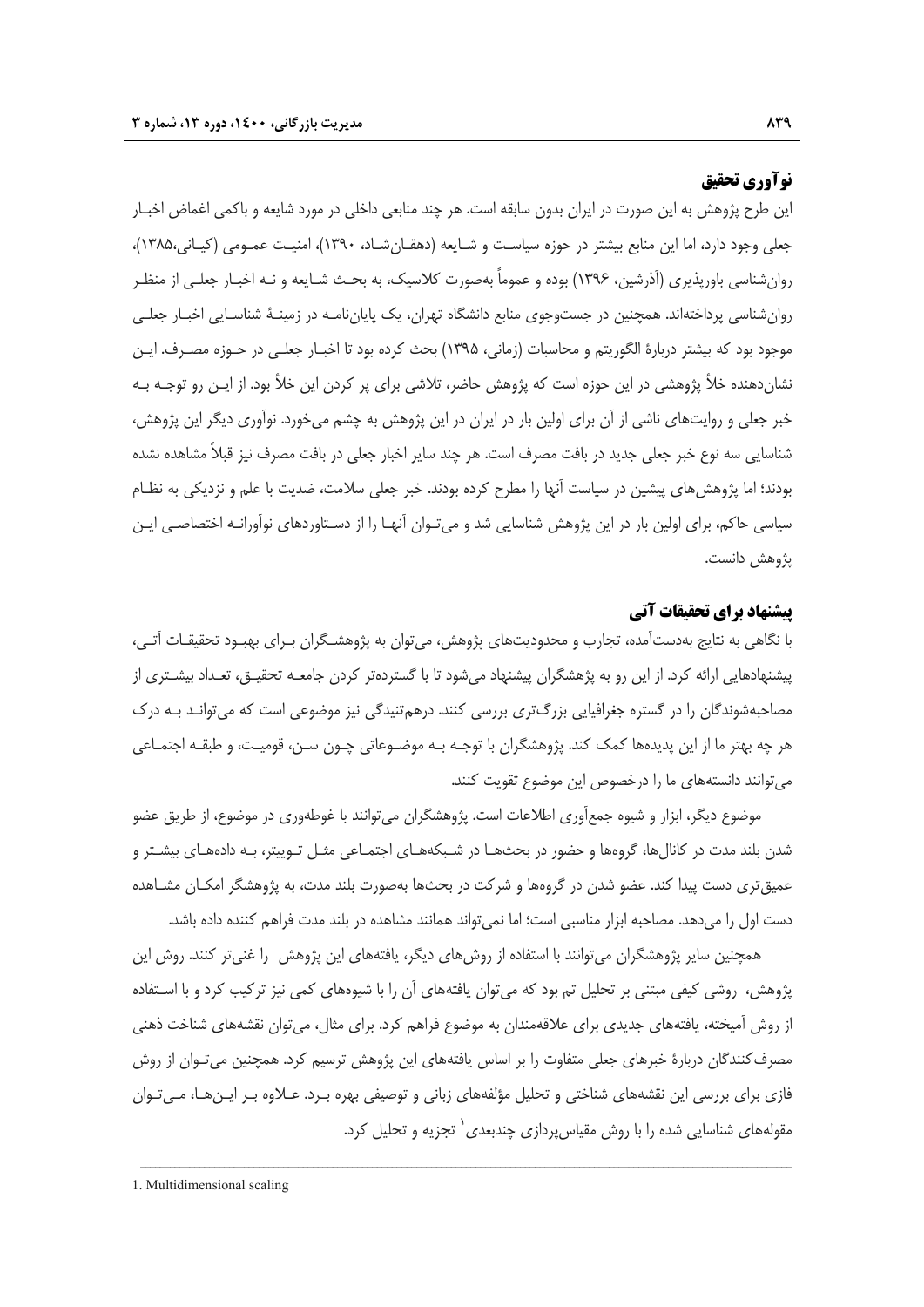## نوآوری تحقیق

این طرح پژوهش به این صورت در ایران بدون سابقه است. هر چند منابعی داخلی در مورد شایعه و باکمی اغماض اخبار جعلی وجود دارد، اما این منابع بیشتر در حوزه سیاست و شایعه (دهقان‌شاد، ۱۳۹۰)، امنیت عمومی (کیانی،۱۳۸۵)، روان‌شناسی باورپذیری (آذرشین، ۱۳۹۶) بوده و عموماً به‌صورت کلاسیک، به بحث شایعه و نه اخبار جعلی از منظر روان‌شناسی پرداخته‌اند. همچنین در جست‌وجوی منابع دانشگاه تهران، یک پایان‌نامه در زمینهٔ شناسایی اخبار جعلی موجود بود که بیشتر دربارهٔ الگوریتم و محاسبات (زمانی، ۱۳۹۵) بحث کرده بود تا اخبار جعلی در حوزه مصرف. این نشان‌دهنده خلأ پژوهشی در این حوزه است که پژوهش حاضر، تلاشی برای پر کردن این خلأ بود. از این رو توجه به خبر جعلی و روایت‌های ناشی از آن برای اولین بار در ایران در این پژوهش به چشم می‌خورد. نوآوری دیگر این پژوهش، شناسایی سه نوع خبر جعلی جدید در بافت مصرف است. هر چند سایر اخبار جعلی در بافت مصرف نیز قبلاً مشاهده نشده بودند؛ اما پژوهش‌های پیشین در سیاست آنها را مطرح کرده بودند. خبر جعلی سلامت، ضدیت با علم و نزدیکی به نظام سیاسی حاکم، برای اولین بار در این پژوهش شناسایی شد و می‌توان آنها را از دستاوردهای نوآورانه اختصاصی این پژوهش دانست.

## پیشنهاد برای تحقیقات آتی

با نگاهی به نتایج به‌دست‌آمده، تجارب و محدودیت‌های پژوهش، می‌توان به پژوهشگران برای بهبود تحقیقات آتی، پیشنهادهایی ارائه کرد. از این رو به پژوهشگران پیشنهاد می‌شود تا با گسترده‌تر کردن جامعه تحقیق، تعداد بیشتری از مصاحبه‌شوندگان را در گستره جغرافیایی بزرگ‌تری بررسی کنند. درهم‌تنیدگی نیز موضوعی است که می‌تواند به درک هر چه بهتر ما از این پدیده‌ها کمک کند. پژوهشگران با توجه به موضوعاتی چون سن، قومیت، و طبقه اجتماعی می‌توانند دانسته‌های ما را درخصوص این موضوع تقویت کنند.

موضوع دیگر، ابزار و شیوه جمع‌آوری اطلاعات است. پژوهشگران می‌توانند با غوطه‌وری در موضوع، از طریق عضو شدن بلند مدت در کانال‌ها، گروه‌ها و حضور در بحث‌ها در شبکه‌های اجتماعی مثل توییتر، به داده‌های بیشتر و عمیق‌تری دست پیدا کند. عضو شدن در گروه‌ها و شرکت در بحث‌ها به‌صورت بلند مدت، به پژوهشگر امکان مشاهده دست اول را می‌دهد. مصاحبه ابزار مناسبی است؛ اما نمی‌تواند همانند مشاهده در بلند مدت فراهم کننده داده باشد.

همچنین سایر پژوهشگران می‌توانند با استفاده از روش‌های دیگر، یافته‌های این پژوهش را غنی‌تر کنند. روش این پژوهش، روشی کیفی مبتنی بر تحلیل تم بود که می‌توان یافته‌های آن را با شیوه‌های کمی نیز ترکیب کرد و با استفاده از روش آمیخته، یافته‌های جدیدی برای علاقه‌مندان به موضوع فراهم کرد. برای مثال، می‌توان نقشه‌های شناخت ذهنی مصرف‌کنندگان دربارهٔ خبرهای جعلی متفاوت را بر اساس یافته‌های این پژوهش ترسیم کرد. همچنین می‌توان از روش فازی برای بررسی این نقشه‌های شناختی و تحلیل مؤلفه‌های زبانی و توصیفی بهره برد. علاوه بر این‌ها، می‌توان مقوله‌های شناسایی شده را با روش مقیاس‌پردازی چندبعدی[1] تجزیه و تحلیل کرد.

---

1. Multidimensional scaling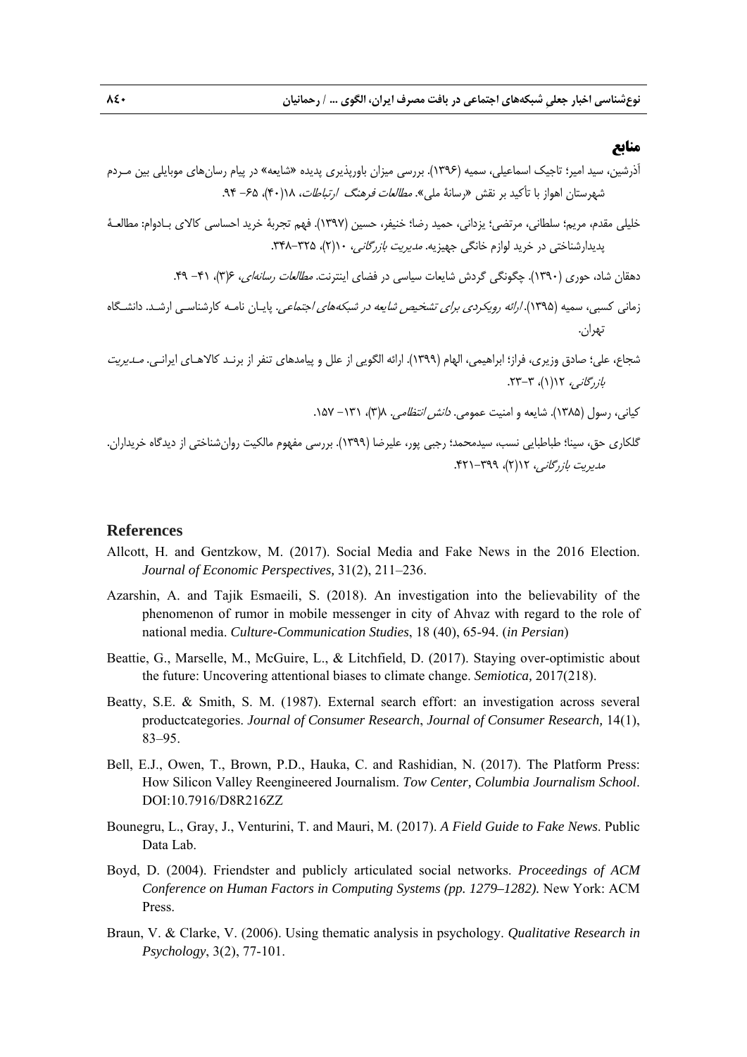## منابع

آذرشین، سید امیر؛ تاجیک اسماعیلی، سمیه (۱۳۹۶). بررسی میزان باورپذیری پدیده «شایعه» در پیام رسان‌های موبایلی بین مـردم شهرستان اهواز با تأکید بر نقش «رسانهٔ ملی». *مطالعات فرهنگ ارتباطات*، ۱۸(۴۰)، ۶۵- ۹۴.

خلیلی مقدم، مریم؛ سلطانی، مرتضی؛ یزدانی، حمید رضا؛ خنیفر، حسین (۱۳۹۷). فهم تجربهٔ خرید احساسی کالای بـادوام: مطالعـهٔ پدیدارشناختی در خرید لوازم خانگی جهیزیه. *مدیریت بازرگانی*، ۱۰(۲)، ۳۲۵-۳۴۸.

دهقان شاد، حوری (۱۳۹۰). چگونگی گردش شایعات سیاسی در فضای اینترنت. *مطالعات رسانه‌ای*، ۶(۳)، ۴۱- ۴۹.

زمانی کسبی، سمیه (۱۳۹۵). *ارائه رویکردی برای تشخیص شایعه در شبکه‌های اجتماعی*. پایـان نامـه کارشناسـی ارشـد. دانشـگاه تهران.

شجاع، علی؛ صادق وزیری، فراز؛ ابراهیمی، الهام (۱۳۹۹). ارائه الگویی از علل و پیامدهای تنفر از برنـد کالاهـای ایرانـی. *مـدیریت بازرگانی*، ۱۲(۱)، ۳-۲۳.

کیانی، رسول (۱۳۸۵). شایعه و امنیت عمومی. *دانش انتظامی*. ۸(۳)، ۱۳۱- ۱۵۷.

گلکاری حق، سینا؛ طباطبایی نسب، سیدمحمد؛ رجبی پور، علیرضا (۱۳۹۹). بررسی مفهوم مالکیت روان‌شناختی از دیدگاه خریداران. *مدیریت بازرگانی*، ۱۲(۲)، ۳۹۹-۴۲۱.

## References

Allcott, H. and Gentzkow, M. (2017). Social Media and Fake News in the 2016 Election. *Journal of Economic Perspectives,* 31(2), 211–236.

Azarshin, A. and Tajik Esmaeili, S. (2018). An investigation into the believability of the phenomenon of rumor in mobile messenger in city of Ahvaz with regard to the role of national media. *Culture-Communication Studies*, 18 (40), 65-94. (*in Persian*)

Beattie, G., Marselle, M., McGuire, L., & Litchfield, D. (2017). Staying over-optimistic about the future: Uncovering attentional biases to climate change. *Semiotica,* 2017(218).

Beatty, S.E. & Smith, S. M. (1987). External search effort: an investigation across several productcategories. *Journal of Consumer Research*, *Journal of Consumer Research,* 14(1), 83–95.

Bell, E.J., Owen, T., Brown, P.D., Hauka, C. and Rashidian, N. (2017). The Platform Press: How Silicon Valley Reengineered Journalism. *Tow Center, Columbia Journalism School*. DOI:10.7916/D8R216ZZ

Bounegru, L., Gray, J., Venturini, T. and Mauri, M. (2017). *A Field Guide to Fake News*. Public Data Lab.

Boyd, D. (2004). Friendster and publicly articulated social networks. *Proceedings of ACM Conference on Human Factors in Computing Systems (pp. 1279–1282).* New York: ACM Press.

Braun, V. & Clarke, V. (2006). Using thematic analysis in psychology. *Qualitative Research in Psychology*, 3(2), 77-101.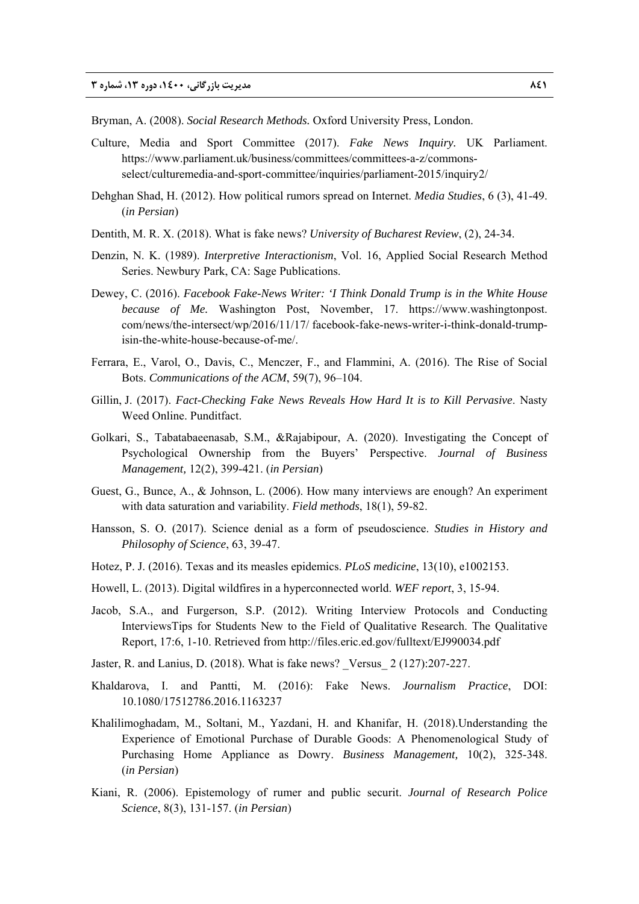Bryman, A. (2008). *Social Research Methods.* Oxford University Press, London.

Culture, Media and Sport Committee (2017). *Fake News Inquiry.* UK Parliament. https://www.parliament.uk/business/committees/committees-a-z/commons-select/culturemedia-and-sport-committee/inquiries/parliament-2015/inquiry2/

Dehghan Shad, H. (2012). How political rumors spread on Internet. *Media Studies*, 6 (3), 41-49. (*in Persian*)

Dentith, M. R. X. (2018). What is fake news? *University of Bucharest Review*, (2), 24-34.

Denzin, N. K. (1989). *Interpretive Interactionism*, Vol. 16, Applied Social Research Method Series. Newbury Park, CA: Sage Publications.

Dewey, C. (2016). *Facebook Fake-News Writer: 'I Think Donald Trump is in the White House because of Me.* Washington Post, November, 17. https://www.washingtonpost.com/news/the-intersect/wp/2016/11/17/ facebook-fake-news-writer-i-think-donald-trump-isin-the-white-house-because-of-me/.

Ferrara, E., Varol, O., Davis, C., Menczer, F., and Flammini, A. (2016). The Rise of Social Bots. *Communications of the ACM*, 59(7), 96–104.

Gillin, J. (2017). *Fact-Checking Fake News Reveals How Hard It is to Kill Pervasive*. Nasty Weed Online. Punditfact.

Golkari, S., Tabatabaeenasab, S.M., &Rajabipour, A. (2020). Investigating the Concept of Psychological Ownership from the Buyers' Perspective. *Journal of Business Management,* 12(2), 399-421. (*in Persian*)

Guest, G., Bunce, A., & Johnson, L. (2006). How many interviews are enough? An experiment with data saturation and variability. *Field methods*, 18(1), 59-82.

Hansson, S. O. (2017). Science denial as a form of pseudoscience. *Studies in History and Philosophy of Science*, 63, 39-47.

Hotez, P. J. (2016). Texas and its measles epidemics. *PLoS medicine*, 13(10), e1002153.

Howell, L. (2013). Digital wildfires in a hyperconnected world. *WEF report*, 3, 15-94.

Jacob, S.A., and Furgerson, S.P. (2012). Writing Interview Protocols and Conducting InterviewsTips for Students New to the Field of Qualitative Research. The Qualitative Report, 17:6, 1-10. Retrieved from http://files.eric.ed.gov/fulltext/EJ990034.pdf

Jaster, R. and Lanius, D. (2018). What is fake news? _Versus_ 2 (127):207-227.

Khaldarova, I. and Pantti, M. (2016): Fake News. *Journalism Practice*, DOI: 10.1080/17512786.2016.1163237

Khalilimoghadam, M., Soltani, M., Yazdani, H. and Khanifar, H. (2018).Understanding the Experience of Emotional Purchase of Durable Goods: A Phenomenological Study of Purchasing Home Appliance as Dowry. *Business Management,* 10(2), 325-348. (*in Persian*)

Kiani, R. (2006). Epistemology of rumer and public securit. *Journal of Research Police Science*, 8(3), 131-157. (*in Persian*)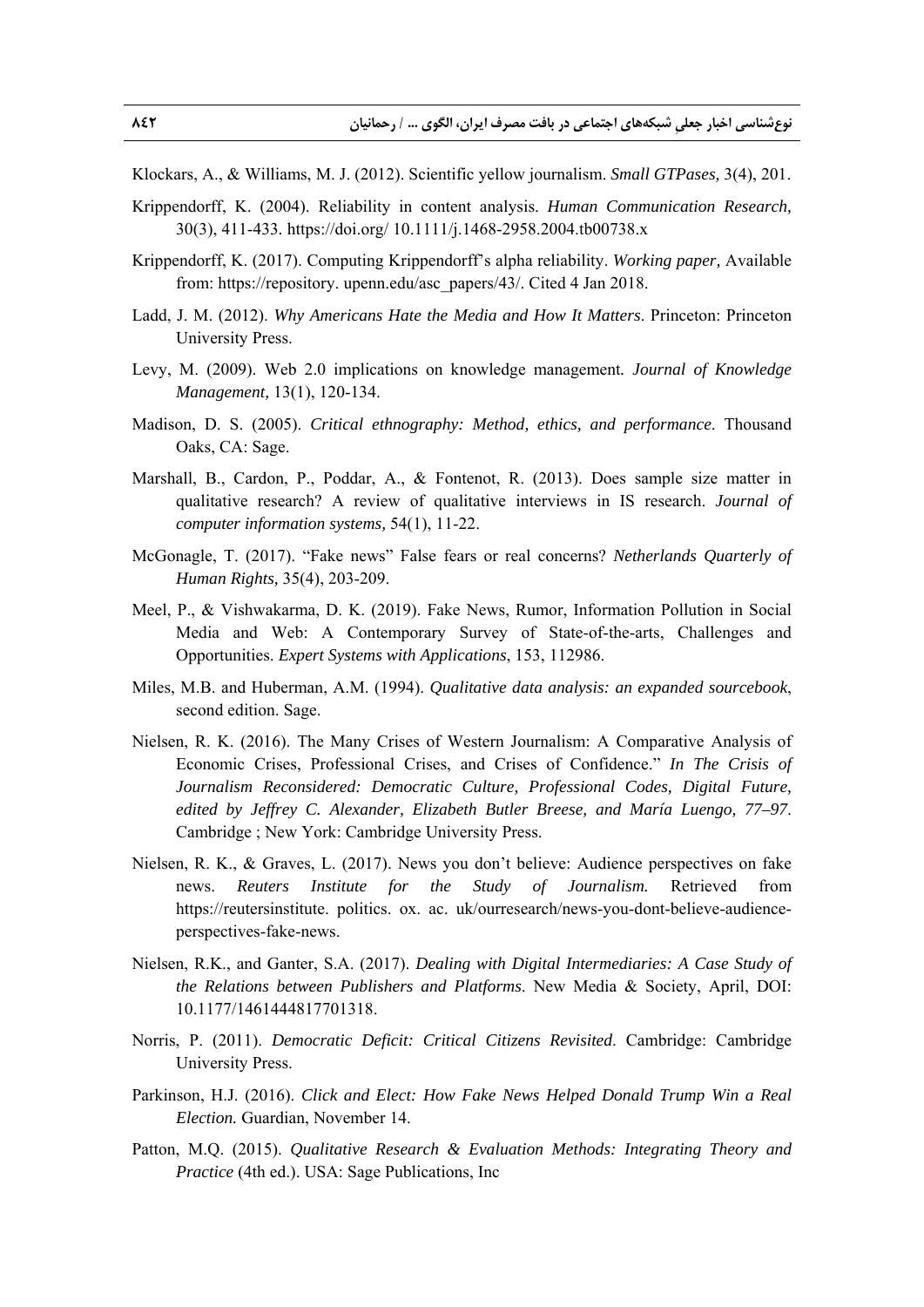Klockars, A., & Williams, M. J. (2012). Scientific yellow journalism. *Small GTPases,* 3(4), 201.

Krippendorff, K. (2004). Reliability in content analysis. *Human Communication Research,* 30(3), 411-433. https://doi.org/ 10.1111/j.1468-2958.2004.tb00738.x

Krippendorff, K. (2017). Computing Krippendorff's alpha reliability. *Working paper,* Available from: https://repository. upenn.edu/asc_papers/43/. Cited 4 Jan 2018.

Ladd, J. M. (2012). *Why Americans Hate the Media and How It Matters*. Princeton: Princeton University Press.

Levy, M. (2009). Web 2.0 implications on knowledge management. *Journal of Knowledge Management,* 13(1), 120-134.

Madison, D. S. (2005). *Critical ethnography: Method, ethics, and performance*. Thousand Oaks, CA: Sage.

Marshall, B., Cardon, P., Poddar, A., & Fontenot, R. (2013). Does sample size matter in qualitative research? A review of qualitative interviews in IS research. *Journal of computer information systems,* 54(1), 11-22.

McGonagle, T. (2017). "Fake news" False fears or real concerns? *Netherlands Quarterly of Human Rights,* 35(4), 203-209.

Meel, P., & Vishwakarma, D. K. (2019). Fake News, Rumor, Information Pollution in Social Media and Web: A Contemporary Survey of State-of-the-arts, Challenges and Opportunities. *Expert Systems with Applications*, 153, 112986.

Miles, M.B. and Huberman, A.M. (1994). *Qualitative data analysis: an expanded sourcebook*, second edition. Sage.

Nielsen, R. K. (2016). The Many Crises of Western Journalism: A Comparative Analysis of Economic Crises, Professional Crises, and Crises of Confidence." *In The Crisis of Journalism Reconsidered: Democratic Culture, Professional Codes, Digital Future, edited by Jeffrey C. Alexander, Elizabeth Butler Breese, and María Luengo, 77–97*. Cambridge ; New York: Cambridge University Press.

Nielsen, R. K., & Graves, L. (2017). News you don't believe: Audience perspectives on fake news. *Reuters Institute for the Study of Journalism.* Retrieved from https://reutersinstitute. politics. ox. ac. uk/ourresearch/news-you-dont-believe-audience-perspectives-fake-news.

Nielsen, R.K., and Ganter, S.A. (2017). *Dealing with Digital Intermediaries: A Case Study of the Relations between Publishers and Platforms*. New Media & Society, April, DOI: 10.1177/1461444817701318.

Norris, P. (2011). *Democratic Deficit: Critical Citizens Revisited*. Cambridge: Cambridge University Press.

Parkinson, H.J. (2016). *Click and Elect: How Fake News Helped Donald Trump Win a Real Election.* Guardian, November 14.

Patton, M.Q. (2015). *Qualitative Research & Evaluation Methods: Integrating Theory and Practice* (4th ed.). USA: Sage Publications, Inc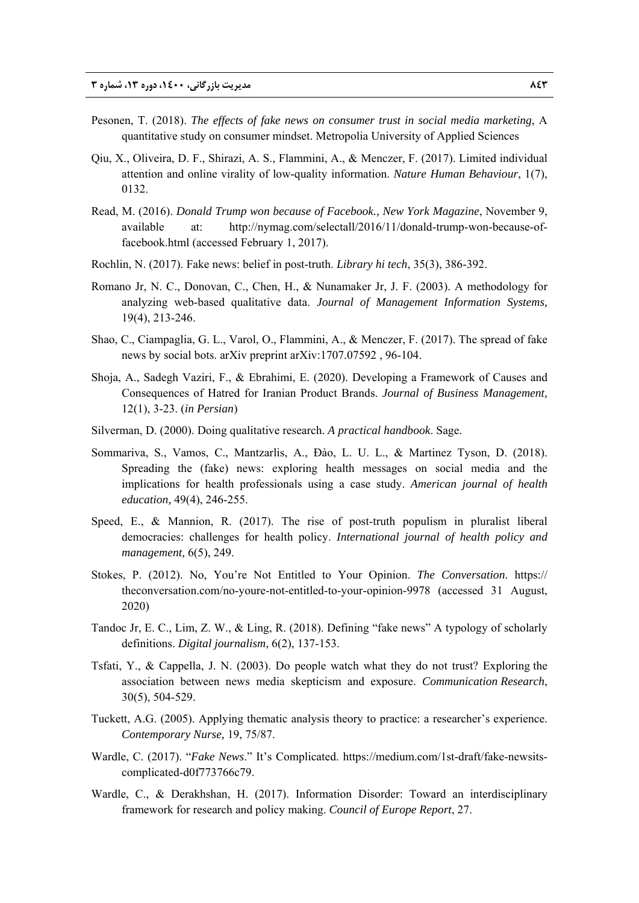Pesonen, T. (2018). *The effects of fake news on consumer trust in social media marketing*, A quantitative study on consumer mindset. Metropolia University of Applied Sciences

Qiu, X., Oliveira, D. F., Shirazi, A. S., Flammini, A., & Menczer, F. (2017). Limited individual attention and online virality of low-quality information. *Nature Human Behaviour*, 1(7), 0132.

Read, M. (2016). *Donald Trump won because of Facebook., New York Magazine*, November 9, available at: http://nymag.com/selectall/2016/11/donald-trump-won-because-of-facebook.html (accessed February 1, 2017).

Rochlin, N. (2017). Fake news: belief in post-truth. *Library hi tech*, 35(3), 386-392.

Romano Jr, N. C., Donovan, C., Chen, H., & Nunamaker Jr, J. F. (2003). A methodology for analyzing web-based qualitative data. *Journal of Management Information Systems,* 19(4), 213-246.

Shao, C., Ciampaglia, G. L., Varol, O., Flammini, A., & Menczer, F. (2017). The spread of fake news by social bots. arXiv preprint arXiv:1707.07592 , 96-104.

Shoja, A., Sadegh Vaziri, F., & Ebrahimi, E. (2020). Developing a Framework of Causes and Consequences of Hatred for Iranian Product Brands. *Journal of Business Management,* 12(1), 3-23. (*in Persian*)

Silverman, D. (2000). Doing qualitative research. *A practical handbook*. Sage.

Sommariva, S., Vamos, C., Mantzarlis, A., Đào, L. U. L., & Martinez Tyson, D. (2018). Spreading the (fake) news: exploring health messages on social media and the implications for health professionals using a case study. *American journal of health education,* 49(4), 246-255.

Speed, E., & Mannion, R. (2017). The rise of post-truth populism in pluralist liberal democracies: challenges for health policy. *International journal of health policy and management,* 6(5), 249.

Stokes, P. (2012). No, You're Not Entitled to Your Opinion. *The Conversation*. https:// theconversation.com/no-youre-not-entitled-to-your-opinion-9978 (accessed 31 August, 2020)

Tandoc Jr, E. C., Lim, Z. W., & Ling, R. (2018). Defining "fake news" A typology of scholarly definitions. *Digital journalism*, 6(2), 137-153.

Tsfati, Y., & Cappella, J. N. (2003). Do people watch what they do not trust? Exploring the association between news media skepticism and exposure. *Communication Research*, 30(5), 504-529.

Tuckett, A.G. (2005). Applying thematic analysis theory to practice: a researcher's experience. *Contemporary Nurse,* 19, 75/87.

Wardle, C. (2017). "*Fake News*." It's Complicated. https://medium.com/1st-draft/fake-newsits-complicated-d0f773766c79.

Wardle, C., & Derakhshan, H. (2017). Information Disorder: Toward an interdisciplinary framework for research and policy making. *Council of Europe Report*, 27.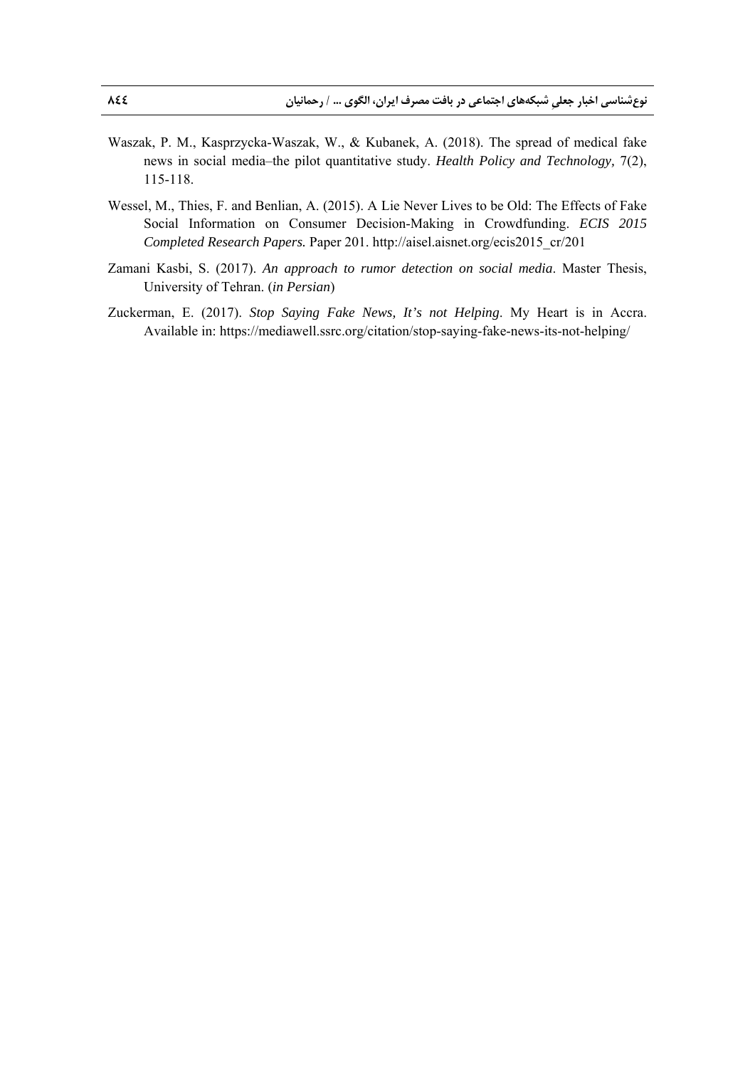Waszak, P. M., Kasprzycka-Waszak, W., & Kubanek, A. (2018). The spread of medical fake news in social media–the pilot quantitative study. *Health Policy and Technology,* 7(2), 115-118.

Wessel, M., Thies, F. and Benlian, A. (2015). A Lie Never Lives to be Old: The Effects of Fake Social Information on Consumer Decision-Making in Crowdfunding. *ECIS 2015 Completed Research Papers.* Paper 201. http://aisel.aisnet.org/ecis2015_cr/201

Zamani Kasbi, S. (2017). *An approach to rumor detection on social media*. Master Thesis, University of Tehran. (*in Persian*)

Zuckerman, E. (2017). *Stop Saying Fake News, It's not Helping*. My Heart is in Accra. Available in: https://mediawell.ssrc.org/citation/stop-saying-fake-news-its-not-helping/